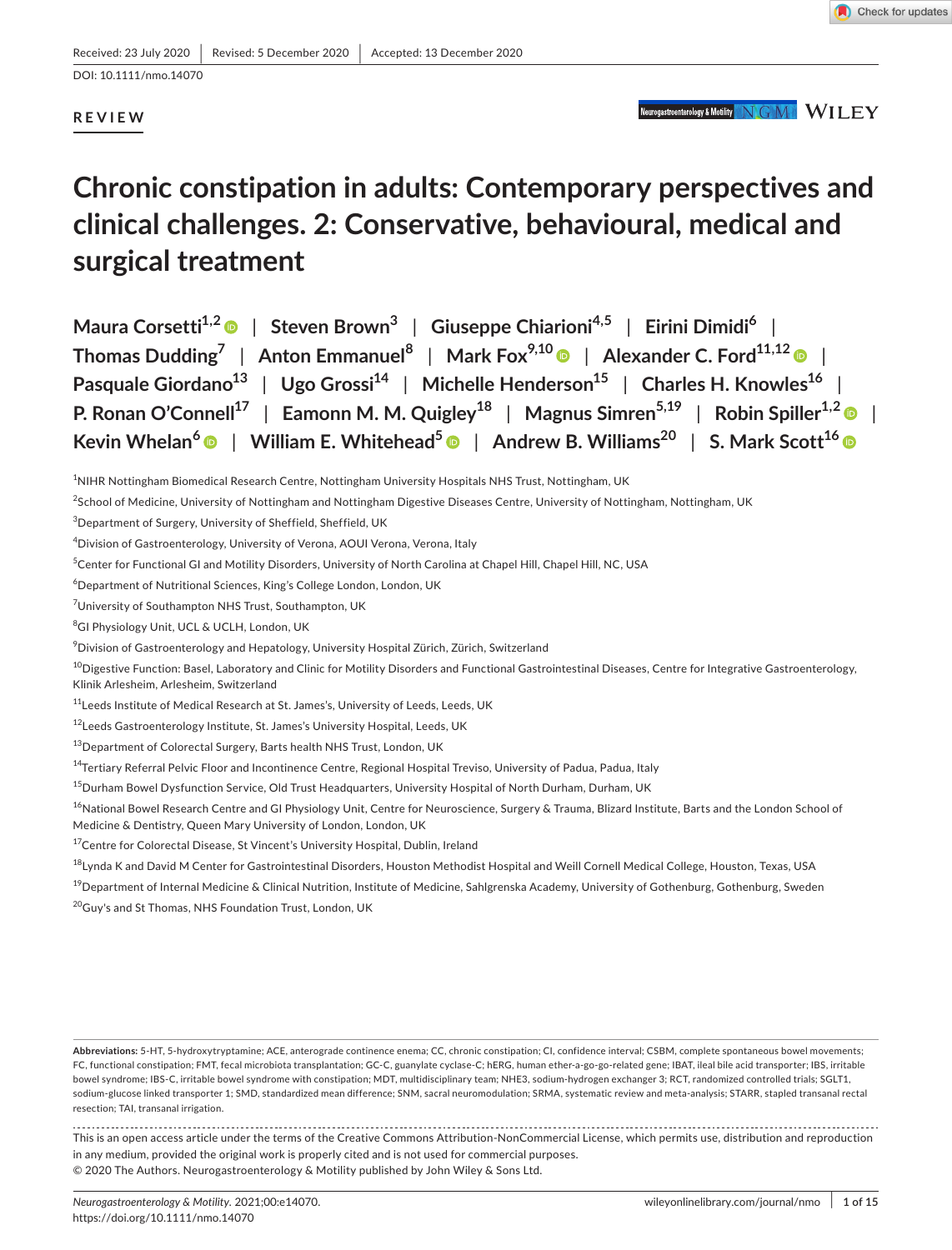Received: 23 July 2020 | Revised: 5 December 2020 | Accepted: 13 December 2020

DOI: 10.1111/nmo.14070

**REVIEW**

# Chronic constipation in adults: Contemporary perspectives and clinical challenges. 2: Conservative, behavioural, medical and surgical treatment

Maura Corsetti[1,2] | Steven Brown[3] | Giuseppe Chiarioni[4,5] | Eirini Dimidi[6] | Thomas Dudding[7] | Anton Emmanuel[8] | Mark Fox[9,10] | Alexander C. Ford[11,12] | Pasquale Giordano[13] | Ugo Grossi[14] | Michelle Henderson[15] | Charles H. Knowles[16] | P. Ronan O'Connell[17] | Eamonn M. M. Quigley[18] | Magnus Simren[5,19] | Robin Spiller[1,2] | Kevin Whelan[6] | William E. Whitehead[5] | Andrew B. Williams[20] | S. Mark Scott[16]

[1]NIHR Nottingham Biomedical Research Centre, Nottingham University Hospitals NHS Trust, Nottingham, UK

[2]School of Medicine, University of Nottingham and Nottingham Digestive Diseases Centre, University of Nottingham, Nottingham, UK

[3]Department of Surgery, University of Sheffield, Sheffield, UK

[4]Division of Gastroenterology, University of Verona, AOUI Verona, Verona, Italy

[5]Center for Functional GI and Motility Disorders, University of North Carolina at Chapel Hill, Chapel Hill, NC, USA

[6]Department of Nutritional Sciences, King's College London, London, UK

[7]University of Southampton NHS Trust, Southampton, UK

[8]GI Physiology Unit, UCL & UCLH, London, UK

[9]Division of Gastroenterology and Hepatology, University Hospital Zürich, Zürich, Switzerland

[10]Digestive Function: Basel, Laboratory and Clinic for Motility Disorders and Functional Gastrointestinal Diseases, Centre for Integrative Gastroenterology, Klinik Arlesheim, Arlesheim, Switzerland

[11]Leeds Institute of Medical Research at St. James's, University of Leeds, Leeds, UK

[12]Leeds Gastroenterology Institute, St. James's University Hospital, Leeds, UK

[13]Department of Colorectal Surgery, Barts health NHS Trust, London, UK

[14]Tertiary Referral Pelvic Floor and Incontinence Centre, Regional Hospital Treviso, University of Padua, Padua, Italy

[15]Durham Bowel Dysfunction Service, Old Trust Headquarters, University Hospital of North Durham, Durham, UK

[16]National Bowel Research Centre and GI Physiology Unit, Centre for Neuroscience, Surgery & Trauma, Blizard Institute, Barts and the London School of Medicine & Dentistry, Queen Mary University of London, London, UK

[17]Centre for Colorectal Disease, St Vincent's University Hospital, Dublin, Ireland

[18]Lynda K and David M Center for Gastrointestinal Disorders, Houston Methodist Hospital and Weill Cornell Medical College, Houston, Texas, USA

[19]Department of Internal Medicine & Clinical Nutrition, Institute of Medicine, Sahlgrenska Academy, University of Gothenburg, Gothenburg, Sweden

[20]Guy's and St Thomas, NHS Foundation Trust, London, UK

**Abbreviations:** 5-HT, 5-hydroxytryptamine; ACE, anterograde continence enema; CC, chronic constipation; CI, confidence interval; CSBM, complete spontaneous bowel movements; FC, functional constipation; FMT, fecal microbiota transplantation; GC-C, guanylate cyclase-C; hERG, human ether-a-go-go-related gene; IBAT, ileal bile acid transporter; IBS, irritable bowel syndrome; IBS-C, irritable bowel syndrome with constipation; MDT, multidisciplinary team; NHE3, sodium-hydrogen exchanger 3; RCT, randomized controlled trials; SGLT1, sodium-glucose linked transporter 1; SMD, standardized mean difference; SNM, sacral neuromodulation; SRMA, systematic review and meta-analysis; STARR, stapled transanal rectal resection; TAI, transanal irrigation.

This is an open access article under the terms of the Creative Commons Attribution-NonCommercial License, which permits use, distribution and reproduction in any medium, provided the original work is properly cited and is not used for commercial purposes.
© 2020 The Authors. Neurogastroenterology & Motility published by John Wiley & Sons Ltd.

*Neurogastroenterology & Motility.* 2021;00:e14070. https://doi.org/10.1111/nmo.14070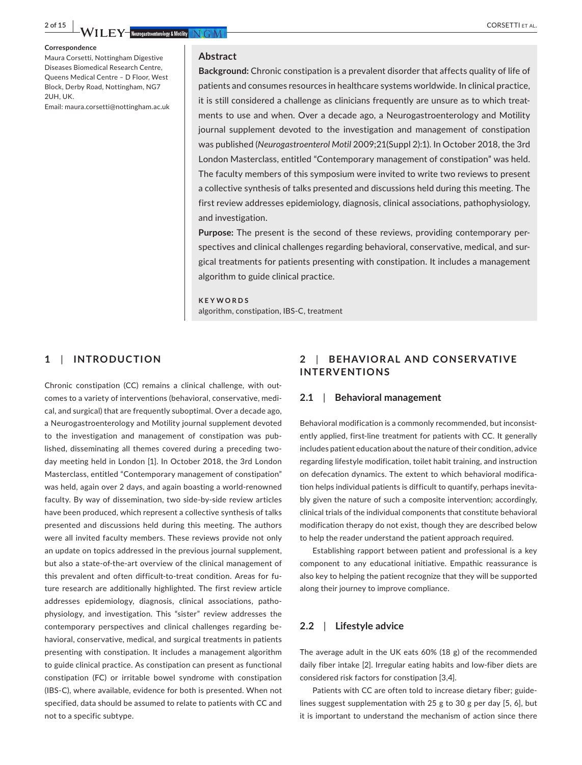**Correspondence**
Maura Corsetti, Nottingham Digestive Diseases Biomedical Research Centre, Queens Medical Centre – D Floor, West Block, Derby Road, Nottingham, NG7 2UH, UK.
Email: maura.corsetti@nottingham.ac.uk

## Abstract

**Background:** Chronic constipation is a prevalent disorder that affects quality of life of patients and consumes resources in healthcare systems worldwide. In clinical practice, it is still considered a challenge as clinicians frequently are unsure as to which treatments to use and when. Over a decade ago, a Neurogastroenterology and Motility journal supplement devoted to the investigation and management of constipation was published (*Neurogastroenterol Motil* 2009;21(Suppl 2):1). In October 2018, the 3rd London Masterclass, entitled "Contemporary management of constipation" was held. The faculty members of this symposium were invited to write two reviews to present a collective synthesis of talks presented and discussions held during this meeting. The first review addresses epidemiology, diagnosis, clinical associations, pathophysiology, and investigation.

**Purpose:** The present is the second of these reviews, providing contemporary perspectives and clinical challenges regarding behavioral, conservative, medical, and surgical treatments for patients presenting with constipation. It includes a management algorithm to guide clinical practice.

**KEYWORDS**
algorithm, constipation, IBS-C, treatment

## 1 | INTRODUCTION

Chronic constipation (CC) remains a clinical challenge, with outcomes to a variety of interventions (behavioral, conservative, medical, and surgical) that are frequently suboptimal. Over a decade ago, a Neurogastroenterology and Motility journal supplement devoted to the investigation and management of constipation was published, disseminating all themes covered during a preceding two-day meeting held in London [1]. In October 2018, the 3rd London Masterclass, entitled "Contemporary management of constipation" was held, again over 2 days, and again boasting a world-renowned faculty. By way of dissemination, two side-by-side review articles have been produced, which represent a collective synthesis of talks presented and discussions held during this meeting. The authors were all invited faculty members. These reviews provide not only an update on topics addressed in the previous journal supplement, but also a state-of-the-art overview of the clinical management of this prevalent and often difficult-to-treat condition. Areas for future research are additionally highlighted. The first review article addresses epidemiology, diagnosis, clinical associations, pathophysiology, and investigation. This "sister" review addresses the contemporary perspectives and clinical challenges regarding behavioral, conservative, medical, and surgical treatments in patients presenting with constipation. It includes a management algorithm to guide clinical practice. As constipation can present as functional constipation (FC) or irritable bowel syndrome with constipation (IBS-C), where available, evidence for both is presented. When not specified, data should be assumed to relate to patients with CC and not to a specific subtype.

## 2 | BEHAVIORAL AND CONSERVATIVE INTERVENTIONS

### 2.1 | Behavioral management

Behavioral modification is a commonly recommended, but inconsistently applied, first-line treatment for patients with CC. It generally includes patient education about the nature of their condition, advice regarding lifestyle modification, toilet habit training, and instruction on defecation dynamics. The extent to which behavioral modification helps individual patients is difficult to quantify, perhaps inevitably given the nature of such a composite intervention; accordingly, clinical trials of the individual components that constitute behavioral modification therapy do not exist, though they are described below to help the reader understand the patient approach required.

Establishing rapport between patient and professional is a key component to any educational initiative. Empathic reassurance is also key to helping the patient recognize that they will be supported along their journey to improve compliance.

### 2.2 | Lifestyle advice

The average adult in the UK eats 60% (18 g) of the recommended daily fiber intake [2]. Irregular eating habits and low-fiber diets are considered risk factors for constipation [3,4].

Patients with CC are often told to increase dietary fiber; guidelines suggest supplementation with 25 g to 30 g per day [5, 6], but it is important to understand the mechanism of action since there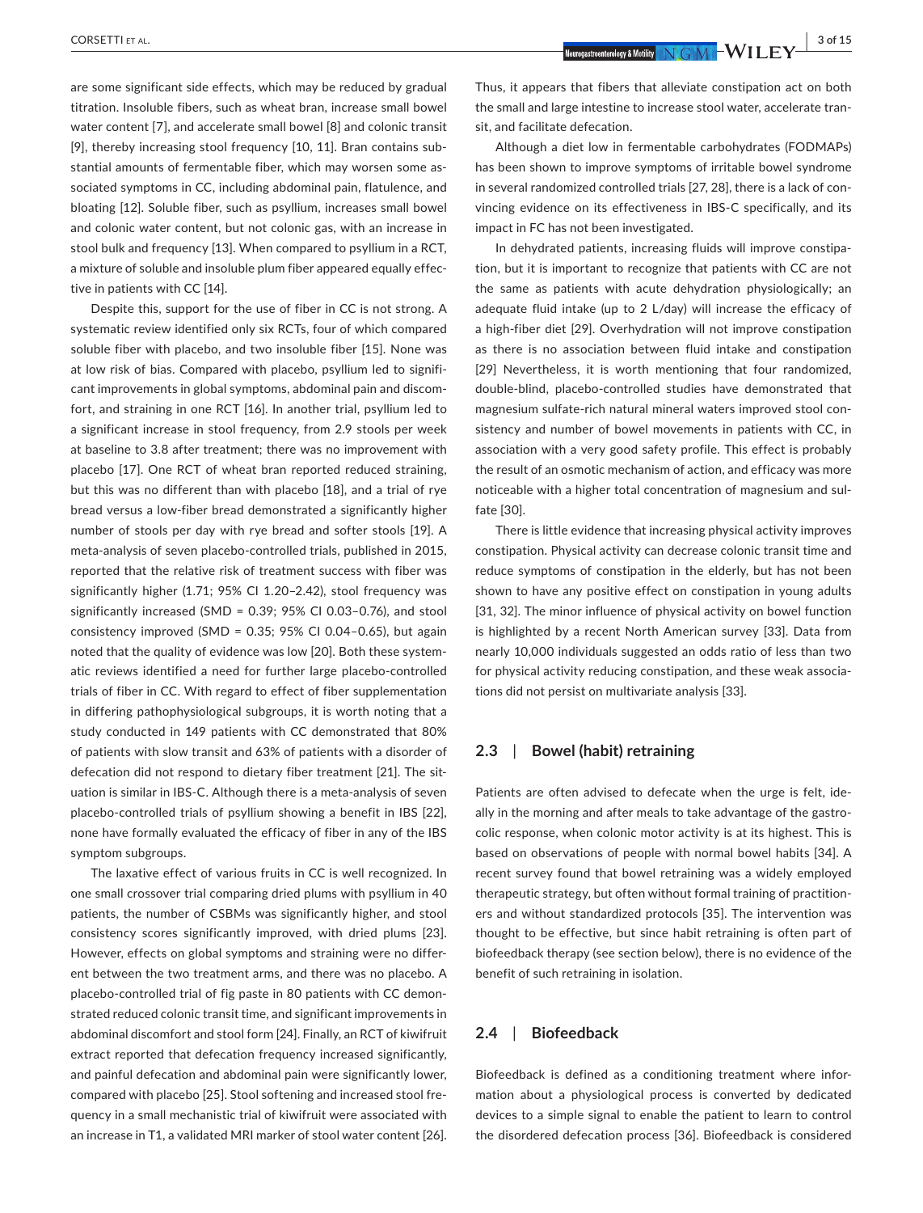are some significant side effects, which may be reduced by gradual titration. Insoluble fibers, such as wheat bran, increase small bowel water content [7], and accelerate small bowel [8] and colonic transit [9], thereby increasing stool frequency [10, 11]. Bran contains substantial amounts of fermentable fiber, which may worsen some associated symptoms in CC, including abdominal pain, flatulence, and bloating [12]. Soluble fiber, such as psyllium, increases small bowel and colonic water content, but not colonic gas, with an increase in stool bulk and frequency [13]. When compared to psyllium in a RCT, a mixture of soluble and insoluble plum fiber appeared equally effective in patients with CC [14].

Despite this, support for the use of fiber in CC is not strong. A systematic review identified only six RCTs, four of which compared soluble fiber with placebo, and two insoluble fiber [15]. None was at low risk of bias. Compared with placebo, psyllium led to significant improvements in global symptoms, abdominal pain and discomfort, and straining in one RCT [16]. In another trial, psyllium led to a significant increase in stool frequency, from 2.9 stools per week at baseline to 3.8 after treatment; there was no improvement with placebo [17]. One RCT of wheat bran reported reduced straining, but this was no different than with placebo [18], and a trial of rye bread versus a low-fiber bread demonstrated a significantly higher number of stools per day with rye bread and softer stools [19]. A meta-analysis of seven placebo-controlled trials, published in 2015, reported that the relative risk of treatment success with fiber was significantly higher (1.71; 95% CI 1.20–2.42), stool frequency was significantly increased (SMD = 0.39; 95% CI 0.03–0.76), and stool consistency improved (SMD = 0.35; 95% CI 0.04–0.65), but again noted that the quality of evidence was low [20]. Both these systematic reviews identified a need for further large placebo-controlled trials of fiber in CC. With regard to effect of fiber supplementation in differing pathophysiological subgroups, it is worth noting that a study conducted in 149 patients with CC demonstrated that 80% of patients with slow transit and 63% of patients with a disorder of defecation did not respond to dietary fiber treatment [21]. The situation is similar in IBS-C. Although there is a meta-analysis of seven placebo-controlled trials of psyllium showing a benefit in IBS [22], none have formally evaluated the efficacy of fiber in any of the IBS symptom subgroups.

The laxative effect of various fruits in CC is well recognized. In one small crossover trial comparing dried plums with psyllium in 40 patients, the number of CSBMs was significantly higher, and stool consistency scores significantly improved, with dried plums [23]. However, effects on global symptoms and straining were no different between the two treatment arms, and there was no placebo. A placebo-controlled trial of fig paste in 80 patients with CC demonstrated reduced colonic transit time, and significant improvements in abdominal discomfort and stool form [24]. Finally, an RCT of kiwifruit extract reported that defecation frequency increased significantly, and painful defecation and abdominal pain were significantly lower, compared with placebo [25]. Stool softening and increased stool frequency in a small mechanistic trial of kiwifruit were associated with an increase in T1, a validated MRI marker of stool water content [26]. Thus, it appears that fibers that alleviate constipation act on both the small and large intestine to increase stool water, accelerate transit, and facilitate defecation.

Although a diet low in fermentable carbohydrates (FODMAPs) has been shown to improve symptoms of irritable bowel syndrome in several randomized controlled trials [27, 28], there is a lack of convincing evidence on its effectiveness in IBS-C specifically, and its impact in FC has not been investigated.

In dehydrated patients, increasing fluids will improve constipation, but it is important to recognize that patients with CC are not the same as patients with acute dehydration physiologically; an adequate fluid intake (up to 2 L/day) will increase the efficacy of a high-fiber diet [29]. Overhydration will not improve constipation as there is no association between fluid intake and constipation [29] Nevertheless, it is worth mentioning that four randomized, double-blind, placebo-controlled studies have demonstrated that magnesium sulfate-rich natural mineral waters improved stool consistency and number of bowel movements in patients with CC, in association with a very good safety profile. This effect is probably the result of an osmotic mechanism of action, and efficacy was more noticeable with a higher total concentration of magnesium and sulfate [30].

There is little evidence that increasing physical activity improves constipation. Physical activity can decrease colonic transit time and reduce symptoms of constipation in the elderly, but has not been shown to have any positive effect on constipation in young adults [31, 32]. The minor influence of physical activity on bowel function is highlighted by a recent North American survey [33]. Data from nearly 10,000 individuals suggested an odds ratio of less than two for physical activity reducing constipation, and these weak associations did not persist on multivariate analysis [33].

### 2.3 | Bowel (habit) retraining

Patients are often advised to defecate when the urge is felt, ideally in the morning and after meals to take advantage of the gastrocolic response, when colonic motor activity is at its highest. This is based on observations of people with normal bowel habits [34]. A recent survey found that bowel retraining was a widely employed therapeutic strategy, but often without formal training of practitioners and without standardized protocols [35]. The intervention was thought to be effective, but since habit retraining is often part of biofeedback therapy (see section below), there is no evidence of the benefit of such retraining in isolation.

### 2.4 | Biofeedback

Biofeedback is defined as a conditioning treatment where information about a physiological process is converted by dedicated devices to a simple signal to enable the patient to learn to control the disordered defecation process [36]. Biofeedback is considered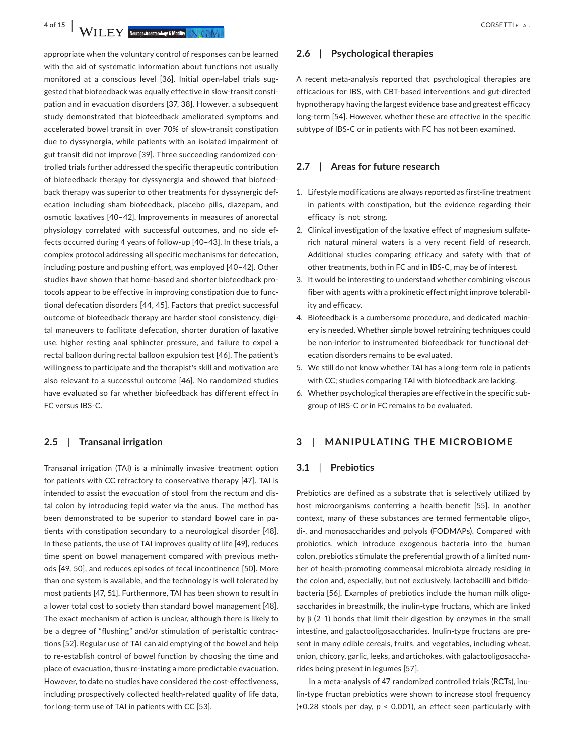appropriate when the voluntary control of responses can be learned with the aid of systematic information about functions not usually monitored at a conscious level [36]. Initial open-label trials suggested that biofeedback was equally effective in slow-transit constipation and in evacuation disorders [37, 38]. However, a subsequent study demonstrated that biofeedback ameliorated symptoms and accelerated bowel transit in over 70% of slow-transit constipation due to dyssynergia, while patients with an isolated impairment of gut transit did not improve [39]. Three succeeding randomized controlled trials further addressed the specific therapeutic contribution of biofeedback therapy for dyssynergia and showed that biofeedback therapy was superior to other treatments for dyssynergic defecation including sham biofeedback, placebo pills, diazepam, and osmotic laxatives [40–42]. Improvements in measures of anorectal physiology correlated with successful outcomes, and no side effects occurred during 4 years of follow-up [40–43]. In these trials, a complex protocol addressing all specific mechanisms for defecation, including posture and pushing effort, was employed [40–42]. Other studies have shown that home-based and shorter biofeedback protocols appear to be effective in improving constipation due to functional defecation disorders [44, 45]. Factors that predict successful outcome of biofeedback therapy are harder stool consistency, digital maneuvers to facilitate defecation, shorter duration of laxative use, higher resting anal sphincter pressure, and failure to expel a rectal balloon during rectal balloon expulsion test [46]. The patient's willingness to participate and the therapist's skill and motivation are also relevant to a successful outcome [46]. No randomized studies have evaluated so far whether biofeedback has different effect in FC versus IBS-C.

### 2.5 | Transanal irrigation

Transanal irrigation (TAI) is a minimally invasive treatment option for patients with CC refractory to conservative therapy [47]. TAI is intended to assist the evacuation of stool from the rectum and distal colon by introducing tepid water via the anus. The method has been demonstrated to be superior to standard bowel care in patients with constipation secondary to a neurological disorder [48]. In these patients, the use of TAI improves quality of life [49], reduces time spent on bowel management compared with previous methods [49, 50], and reduces episodes of fecal incontinence [50]. More than one system is available, and the technology is well tolerated by most patients [47, 51]. Furthermore, TAI has been shown to result in a lower total cost to society than standard bowel management [48]. The exact mechanism of action is unclear, although there is likely to be a degree of "flushing" and/or stimulation of peristaltic contractions [52]. Regular use of TAI can aid emptying of the bowel and help to re-establish control of bowel function by choosing the time and place of evacuation, thus re-instating a more predictable evacuation. However, to date no studies have considered the cost-effectiveness, including prospectively collected health-related quality of life data, for long-term use of TAI in patients with CC [53].

### 2.6 | Psychological therapies

A recent meta-analysis reported that psychological therapies are efficacious for IBS, with CBT-based interventions and gut-directed hypnotherapy having the largest evidence base and greatest efficacy long-term [54]. However, whether these are effective in the specific subtype of IBS-C or in patients with FC has not been examined.

### 2.7 | Areas for future research

1. Lifestyle modifications are always reported as first-line treatment in patients with constipation, but the evidence regarding their efficacy is not strong.
2. Clinical investigation of the laxative effect of magnesium sulfate-rich natural mineral waters is a very recent field of research. Additional studies comparing efficacy and safety with that of other treatments, both in FC and in IBS-C, may be of interest.
3. It would be interesting to understand whether combining viscous fiber with agents with a prokinetic effect might improve tolerability and efficacy.
4. Biofeedback is a cumbersome procedure, and dedicated machinery is needed. Whether simple bowel retraining techniques could be non-inferior to instrumented biofeedback for functional defecation disorders remains to be evaluated.
5. We still do not know whether TAI has a long-term role in patients with CC; studies comparing TAI with biofeedback are lacking.
6. Whether psychological therapies are effective in the specific subgroup of IBS-C or in FC remains to be evaluated.

## 3 | MANIPULATING THE MICROBIOME

### 3.1 | Prebiotics

Prebiotics are defined as a substrate that is selectively utilized by host microorganisms conferring a health benefit [55]. In another context, many of these substances are termed fermentable oligo-, di-, and monosaccharides and polyols (FODMAPs). Compared with probiotics, which introduce exogenous bacteria into the human colon, prebiotics stimulate the preferential growth of a limited number of health-promoting commensal microbiota already residing in the colon and, especially, but not exclusively, lactobacilli and bifidobacteria [56]. Examples of prebiotics include the human milk oligosaccharides in breastmilk, the inulin-type fructans, which are linked by β (2–1) bonds that limit their digestion by enzymes in the small intestine, and galactooligosaccharides. Inulin-type fructans are present in many edible cereals, fruits, and vegetables, including wheat, onion, chicory, garlic, leeks, and artichokes, with galactooligosaccharides being present in legumes [57].

In a meta-analysis of 47 randomized controlled trials (RCTs), inulin-type fructan prebiotics were shown to increase stool frequency (+0.28 stools per day, $p < 0.001$), an effect seen particularly with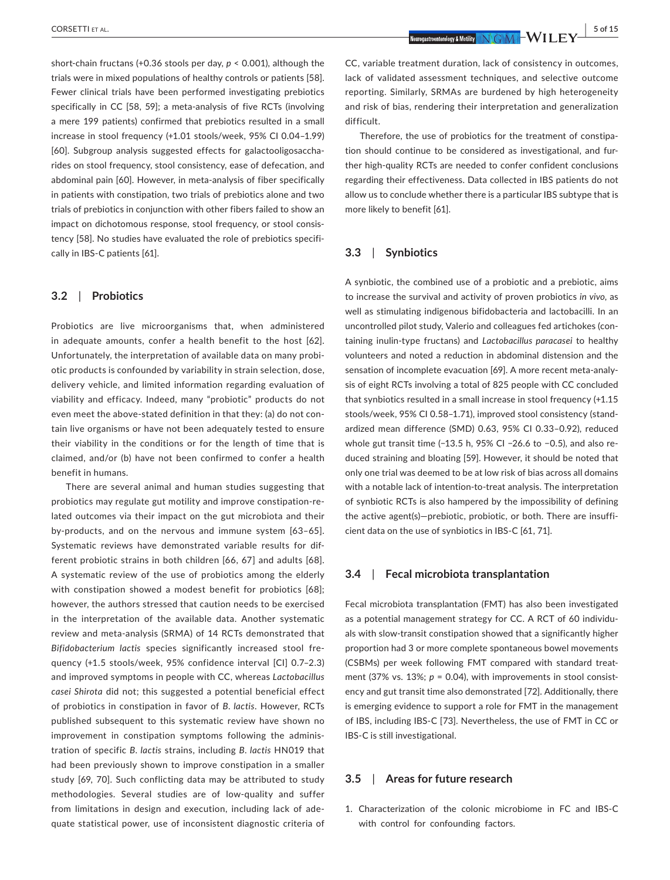short-chain fructans (+0.36 stools per day, $p < 0.001$), although the trials were in mixed populations of healthy controls or patients [58]. Fewer clinical trials have been performed investigating prebiotics specifically in CC [58, 59]; a meta-analysis of five RCTs (involving a mere 199 patients) confirmed that prebiotics resulted in a small increase in stool frequency (+1.01 stools/week, 95% CI 0.04–1.99) [60]. Subgroup analysis suggested effects for galactooligosaccharides on stool frequency, stool consistency, ease of defecation, and abdominal pain [60]. However, in meta-analysis of fiber specifically in patients with constipation, two trials of prebiotics alone and two trials of prebiotics in conjunction with other fibers failed to show an impact on dichotomous response, stool frequency, or stool consistency [58]. No studies have evaluated the role of prebiotics specifically in IBS-C patients [61].

### 3.2 | Probiotics

Probiotics are live microorganisms that, when administered in adequate amounts, confer a health benefit to the host [62]. Unfortunately, the interpretation of available data on many probiotic products is confounded by variability in strain selection, dose, delivery vehicle, and limited information regarding evaluation of viability and efficacy. Indeed, many "probiotic" products do not even meet the above-stated definition in that they: (a) do not contain live organisms or have not been adequately tested to ensure their viability in the conditions or for the length of time that is claimed, and/or (b) have not been confirmed to confer a health benefit in humans.

There are several animal and human studies suggesting that probiotics may regulate gut motility and improve constipation-related outcomes via their impact on the gut microbiota and their by-products, and on the nervous and immune system [63–65]. Systematic reviews have demonstrated variable results for different probiotic strains in both children [66, 67] and adults [68]. A systematic review of the use of probiotics among the elderly with constipation showed a modest benefit for probiotics [68]; however, the authors stressed that caution needs to be exercised in the interpretation of the available data. Another systematic review and meta-analysis (SRMA) of 14 RCTs demonstrated that *Bifidobacterium lactis* species significantly increased stool frequency (+1.5 stools/week, 95% confidence interval [CI] 0.7–2.3) and improved symptoms in people with CC, whereas *Lactobacillus casei Shirota* did not; this suggested a potential beneficial effect of probiotics in constipation in favor of *B. lactis*. However, RCTs published subsequent to this systematic review have shown no improvement in constipation symptoms following the administration of specific *B. lactis* strains, including *B. lactis* HN019 that had been previously shown to improve constipation in a smaller study [69, 70]. Such conflicting data may be attributed to study methodologies. Several studies are of low-quality and suffer from limitations in design and execution, including lack of adequate statistical power, use of inconsistent diagnostic criteria of CC, variable treatment duration, lack of consistency in outcomes, lack of validated assessment techniques, and selective outcome reporting. Similarly, SRMAs are burdened by high heterogeneity and risk of bias, rendering their interpretation and generalization difficult.

Therefore, the use of probiotics for the treatment of constipation should continue to be considered as investigational, and further high-quality RCTs are needed to confer confident conclusions regarding their effectiveness. Data collected in IBS patients do not allow us to conclude whether there is a particular IBS subtype that is more likely to benefit [61].

### 3.3 | Synbiotics

A synbiotic, the combined use of a probiotic and a prebiotic, aims to increase the survival and activity of proven probiotics *in vivo*, as well as stimulating indigenous bifidobacteria and lactobacilli. In an uncontrolled pilot study, Valerio and colleagues fed artichokes (containing inulin-type fructans) and *Lactobacillus paracasei* to healthy volunteers and noted a reduction in abdominal distension and the sensation of incomplete evacuation [69]. A more recent meta-analysis of eight RCTs involving a total of 825 people with CC concluded that synbiotics resulted in a small increase in stool frequency (+1.15 stools/week, 95% CI 0.58–1.71), improved stool consistency (standardized mean difference (SMD) 0.63, 95% CI 0.33–0.92), reduced whole gut transit time (−13.5 h, 95% CI −26.6 to −0.5), and also reduced straining and bloating [59]. However, it should be noted that only one trial was deemed to be at low risk of bias across all domains with a notable lack of intention-to-treat analysis. The interpretation of synbiotic RCTs is also hampered by the impossibility of defining the active agent(s)—prebiotic, probiotic, or both. There are insufficient data on the use of synbiotics in IBS-C [61, 71].

### 3.4 | Fecal microbiota transplantation

Fecal microbiota transplantation (FMT) has also been investigated as a potential management strategy for CC. A RCT of 60 individuals with slow-transit constipation showed that a significantly higher proportion had 3 or more complete spontaneous bowel movements (CSBMs) per week following FMT compared with standard treatment (37% vs. 13%; $p = 0.04$), with improvements in stool consistency and gut transit time also demonstrated [72]. Additionally, there is emerging evidence to support a role for FMT in the management of IBS, including IBS-C [73]. Nevertheless, the use of FMT in CC or IBS-C is still investigational.

### 3.5 | Areas for future research

1. Characterization of the colonic microbiome in FC and IBS-C with control for confounding factors.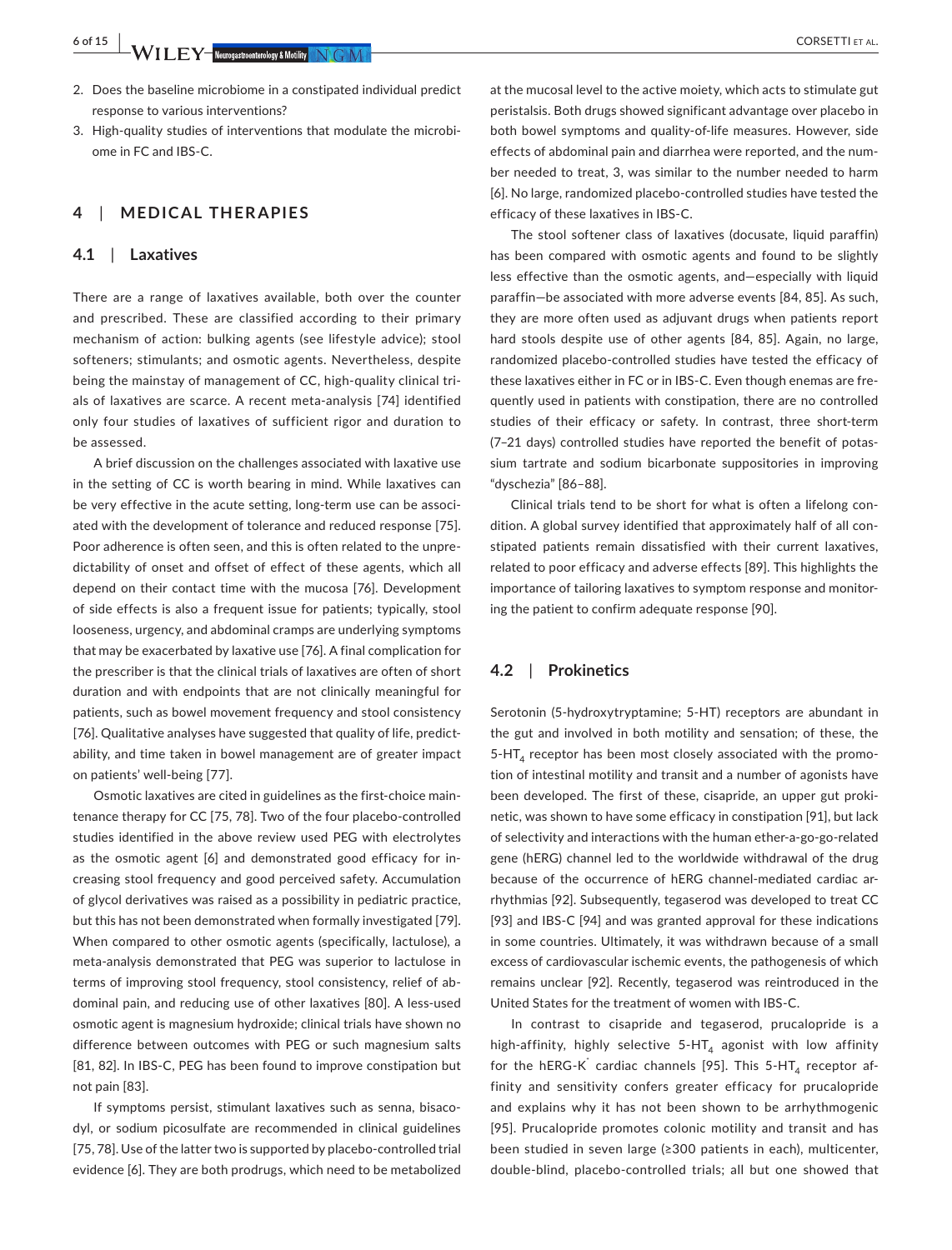2. Does the baseline microbiome in a constipated individual predict response to various interventions?
3. High-quality studies of interventions that modulate the microbiome in FC and IBS-C.

## 4 | MEDICAL THERAPIES

### 4.1 | Laxatives

There are a range of laxatives available, both over the counter and prescribed. These are classified according to their primary mechanism of action: bulking agents (see lifestyle advice); stool softeners; stimulants; and osmotic agents. Nevertheless, despite being the mainstay of management of CC, high-quality clinical trials of laxatives are scarce. A recent meta-analysis [74] identified only four studies of laxatives of sufficient rigor and duration to be assessed.

A brief discussion on the challenges associated with laxative use in the setting of CC is worth bearing in mind. While laxatives can be very effective in the acute setting, long-term use can be associated with the development of tolerance and reduced response [75]. Poor adherence is often seen, and this is often related to the unpredictability of onset and offset of effect of these agents, which all depend on their contact time with the mucosa [76]. Development of side effects is also a frequent issue for patients; typically, stool looseness, urgency, and abdominal cramps are underlying symptoms that may be exacerbated by laxative use [76]. A final complication for the prescriber is that the clinical trials of laxatives are often of short duration and with endpoints that are not clinically meaningful for patients, such as bowel movement frequency and stool consistency [76]. Qualitative analyses have suggested that quality of life, predictability, and time taken in bowel management are of greater impact on patients' well-being [77].

Osmotic laxatives are cited in guidelines as the first-choice maintenance therapy for CC [75, 78]. Two of the four placebo-controlled studies identified in the above review used PEG with electrolytes as the osmotic agent [6] and demonstrated good efficacy for increasing stool frequency and good perceived safety. Accumulation of glycol derivatives was raised as a possibility in pediatric practice, but this has not been demonstrated when formally investigated [79]. When compared to other osmotic agents (specifically, lactulose), a meta-analysis demonstrated that PEG was superior to lactulose in terms of improving stool frequency, stool consistency, relief of abdominal pain, and reducing use of other laxatives [80]. A less-used osmotic agent is magnesium hydroxide; clinical trials have shown no difference between outcomes with PEG or such magnesium salts [81, 82]. In IBS-C, PEG has been found to improve constipation but not pain [83].

If symptoms persist, stimulant laxatives such as senna, bisacodyl, or sodium picosulfate are recommended in clinical guidelines [75, 78]. Use of the latter two is supported by placebo-controlled trial evidence [6]. They are both prodrugs, which need to be metabolized at the mucosal level to the active moiety, which acts to stimulate gut peristalsis. Both drugs showed significant advantage over placebo in both bowel symptoms and quality-of-life measures. However, side effects of abdominal pain and diarrhea were reported, and the number needed to treat, 3, was similar to the number needed to harm [6]. No large, randomized placebo-controlled studies have tested the efficacy of these laxatives in IBS-C.

The stool softener class of laxatives (docusate, liquid paraffin) has been compared with osmotic agents and found to be slightly less effective than the osmotic agents, and—especially with liquid paraffin—be associated with more adverse events [84, 85]. As such, they are more often used as adjuvant drugs when patients report hard stools despite use of other agents [84, 85]. Again, no large, randomized placebo-controlled studies have tested the efficacy of these laxatives either in FC or in IBS-C. Even though enemas are frequently used in patients with constipation, there are no controlled studies of their efficacy or safety. In contrast, three short-term (7–21 days) controlled studies have reported the benefit of potassium tartrate and sodium bicarbonate suppositories in improving "dyschezia" [86–88].

Clinical trials tend to be short for what is often a lifelong condition. A global survey identified that approximately half of all constipated patients remain dissatisfied with their current laxatives, related to poor efficacy and adverse effects [89]. This highlights the importance of tailoring laxatives to symptom response and monitoring the patient to confirm adequate response [90].

### 4.2 | Prokinetics

Serotonin (5-hydroxytryptamine; 5-HT) receptors are abundant in the gut and involved in both motility and sensation; of these, the 5-$HT_4$ receptor has been most closely associated with the promotion of intestinal motility and transit and a number of agonists have been developed. The first of these, cisapride, an upper gut prokinetic, was shown to have some efficacy in constipation [91], but lack of selectivity and interactions with the human ether-a-go-go-related gene (hERG) channel led to the worldwide withdrawal of the drug because of the occurrence of hERG channel-mediated cardiac arrhythmias [92]. Subsequently, tegaserod was developed to treat CC [93] and IBS-C [94] and was granted approval for these indications in some countries. Ultimately, it was withdrawn because of a small excess of cardiovascular ischemic events, the pathogenesis of which remains unclear [92]. Recently, tegaserod was reintroduced in the United States for the treatment of women with IBS-C.

In contrast to cisapride and tegaserod, prucalopride is a high-affinity, highly selective 5-$HT_4$ agonist with low affinity for the hERG-$K^+$ cardiac channels [95]. This 5-$HT_4$ receptor affinity and sensitivity confers greater efficacy for prucalopride and explains why it has not been shown to be arrhythmogenic [95]. Prucalopride promotes colonic motility and transit and has been studied in seven large (≥300 patients in each), multicenter, double-blind, placebo-controlled trials; all but one showed that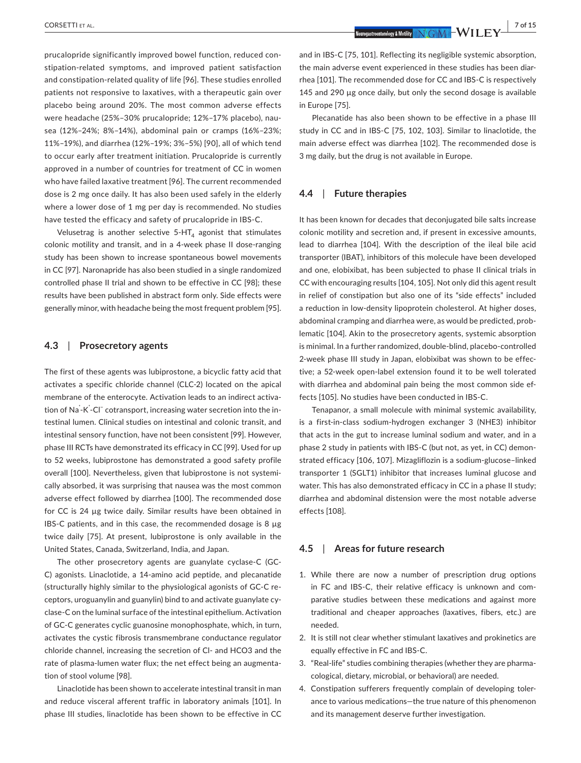prucalopride significantly improved bowel function, reduced constipation-related symptoms, and improved patient satisfaction and constipation-related quality of life [96]. These studies enrolled patients not responsive to laxatives, with a therapeutic gain over placebo being around 20%. The most common adverse effects were headache (25%–30% prucalopride; 12%–17% placebo), nausea (12%–24%; 8%–14%), abdominal pain or cramps (16%–23%; 11%–19%), and diarrhea (12%–19%; 3%–5%) [90], all of which tend to occur early after treatment initiation. Prucalopride is currently approved in a number of countries for treatment of CC in women who have failed laxative treatment [96]. The current recommended dose is 2 mg once daily. It has also been used safely in the elderly where a lower dose of 1 mg per day is recommended. No studies have tested the efficacy and safety of prucalopride in IBS-C.

Velusetrag is another selective 5-$HT_4$ agonist that stimulates colonic motility and transit, and in a 4-week phase II dose-ranging study has been shown to increase spontaneous bowel movements in CC [97]. Naronapride has also been studied in a single randomized controlled phase II trial and shown to be effective in CC [98]; these results have been published in abstract form only. Side effects were generally minor, with headache being the most frequent problem [95].

### 4.3 | Prosecretory agents

The first of these agents was lubiprostone, a bicyclic fatty acid that activates a specific chloride channel (CLC-2) located on the apical membrane of the enterocyte. Activation leads to an indirect activation of $Na^+$-$K^+$-$Cl^-$ cotransport, increasing water secretion into the intestinal lumen. Clinical studies on intestinal and colonic transit, and intestinal sensory function, have not been consistent [99]. However, phase III RCTs have demonstrated its efficacy in CC [99]. Used for up to 52 weeks, lubiprostone has demonstrated a good safety profile overall [100]. Nevertheless, given that lubiprostone is not systemically absorbed, it was surprising that nausea was the most common adverse effect followed by diarrhea [100]. The recommended dose for CC is 24 µg twice daily. Similar results have been obtained in IBS-C patients, and in this case, the recommended dosage is 8 µg twice daily [75]. At present, lubiprostone is only available in the United States, Canada, Switzerland, India, and Japan.

The other prosecretory agents are guanylate cyclase-C (GC-C) agonists. Linaclotide, a 14-amino acid peptide, and plecanatide (structurally highly similar to the physiological agonists of GC-C receptors, uroguanylin and guanylin) bind to and activate guanylate cyclase-C on the luminal surface of the intestinal epithelium. Activation of GC-C generates cyclic guanosine monophosphate, which, in turn, activates the cystic fibrosis transmembrane conductance regulator chloride channel, increasing the secretion of Cl- and HCO3 and the rate of plasma-lumen water flux; the net effect being an augmentation of stool volume [98].

Linaclotide has been shown to accelerate intestinal transit in man and reduce visceral afferent traffic in laboratory animals [101]. In phase III studies, linaclotide has been shown to be effective in CC and in IBS-C [75, 101]. Reflecting its negligible systemic absorption, the main adverse event experienced in these studies has been diarrhea [101]. The recommended dose for CC and IBS-C is respectively 145 and 290 µg once daily, but only the second dosage is available in Europe [75].

Plecanatide has also been shown to be effective in a phase III study in CC and in IBS-C [75, 102, 103]. Similar to linaclotide, the main adverse effect was diarrhea [102]. The recommended dose is 3 mg daily, but the drug is not available in Europe.

### 4.4 | Future therapies

It has been known for decades that deconjugated bile salts increase colonic motility and secretion and, if present in excessive amounts, lead to diarrhea [104]. With the description of the ileal bile acid transporter (IBAT), inhibitors of this molecule have been developed and one, elobixibat, has been subjected to phase II clinical trials in CC with encouraging results [104, 105]. Not only did this agent result in relief of constipation but also one of its "side effects" included a reduction in low-density lipoprotein cholesterol. At higher doses, abdominal cramping and diarrhea were, as would be predicted, problematic [104]. Akin to the prosecretory agents, systemic absorption is minimal. In a further randomized, double-blind, placebo-controlled 2-week phase III study in Japan, elobixibat was shown to be effective; a 52-week open-label extension found it to be well tolerated with diarrhea and abdominal pain being the most common side effects [105]. No studies have been conducted in IBS-C.

Tenapanor, a small molecule with minimal systemic availability, is a first-in-class sodium-hydrogen exchanger 3 (NHE3) inhibitor that acts in the gut to increase luminal sodium and water, and in a phase 2 study in patients with IBS-C (but not, as yet, in CC) demonstrated efficacy [106, 107]. Mizagliflozin is a sodium-glucose–linked transporter 1 (SGLT1) inhibitor that increases luminal glucose and water. This has also demonstrated efficacy in CC in a phase II study; diarrhea and abdominal distension were the most notable adverse effects [108].

### 4.5 | Areas for future research

1. While there are now a number of prescription drug options in FC and IBS-C, their relative efficacy is unknown and comparative studies between these medications and against more traditional and cheaper approaches (laxatives, fibers, etc.) are needed.
2. It is still not clear whether stimulant laxatives and prokinetics are equally effective in FC and IBS-C.
3. "Real-life" studies combining therapies (whether they are pharmacological, dietary, microbial, or behavioral) are needed.
4. Constipation sufferers frequently complain of developing tolerance to various medications—the true nature of this phenomenon and its management deserve further investigation.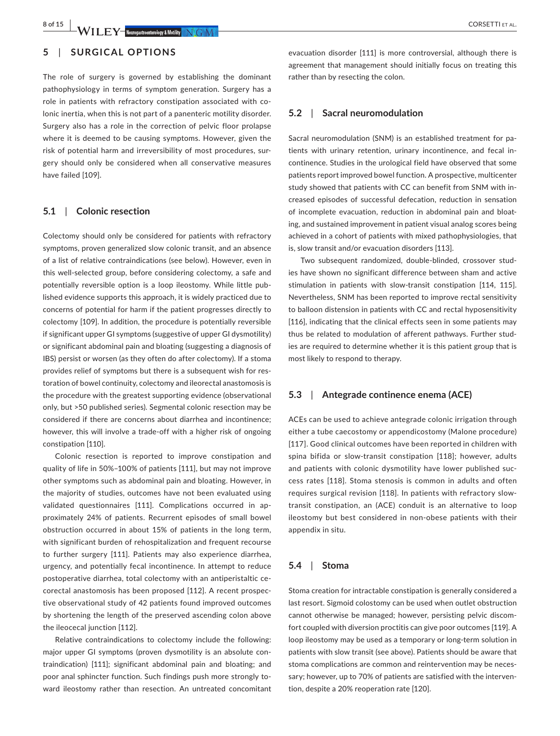## 5 | SURGICAL OPTIONS

The role of surgery is governed by establishing the dominant pathophysiology in terms of symptom generation. Surgery has a role in patients with refractory constipation associated with colonic inertia, when this is not part of a panenteric motility disorder. Surgery also has a role in the correction of pelvic floor prolapse where it is deemed to be causing symptoms. However, given the risk of potential harm and irreversibility of most procedures, surgery should only be considered when all conservative measures have failed [109].

### 5.1 | Colonic resection

Colectomy should only be considered for patients with refractory symptoms, proven generalized slow colonic transit, and an absence of a list of relative contraindications (see below). However, even in this well-selected group, before considering colectomy, a safe and potentially reversible option is a loop ileostomy. While little published evidence supports this approach, it is widely practiced due to concerns of potential for harm if the patient progresses directly to colectomy [109]. In addition, the procedure is potentially reversible if significant upper GI symptoms (suggestive of upper GI dysmotility) or significant abdominal pain and bloating (suggesting a diagnosis of IBS) persist or worsen (as they often do after colectomy). If a stoma provides relief of symptoms but there is a subsequent wish for restoration of bowel continuity, colectomy and ileorectal anastomosis is the procedure with the greatest supporting evidence (observational only, but >50 published series). Segmental colonic resection may be considered if there are concerns about diarrhea and incontinence; however, this will involve a trade-off with a higher risk of ongoing constipation [110].

Colonic resection is reported to improve constipation and quality of life in 50%–100% of patients [111], but may not improve other symptoms such as abdominal pain and bloating. However, in the majority of studies, outcomes have not been evaluated using validated questionnaires [111]. Complications occurred in approximately 24% of patients. Recurrent episodes of small bowel obstruction occurred in about 15% of patients in the long term, with significant burden of rehospitalization and frequent recourse to further surgery [111]. Patients may also experience diarrhea, urgency, and potentially fecal incontinence. In attempt to reduce postoperative diarrhea, total colectomy with an antiperistaltic cecorectal anastomosis has been proposed [112]. A recent prospective observational study of 42 patients found improved outcomes by shortening the length of the preserved ascending colon above the ileocecal junction [112].

Relative contraindications to colectomy include the following: major upper GI symptoms (proven dysmotility is an absolute contraindication) [111]; significant abdominal pain and bloating; and poor anal sphincter function. Such findings push more strongly toward ileostomy rather than resection. An untreated concomitant evacuation disorder [111] is more controversial, although there is agreement that management should initially focus on treating this rather than by resecting the colon.

### 5.2 | Sacral neuromodulation

Sacral neuromodulation (SNM) is an established treatment for patients with urinary retention, urinary incontinence, and fecal incontinence. Studies in the urological field have observed that some patients report improved bowel function. A prospective, multicenter study showed that patients with CC can benefit from SNM with increased episodes of successful defecation, reduction in sensation of incomplete evacuation, reduction in abdominal pain and bloating, and sustained improvement in patient visual analog scores being achieved in a cohort of patients with mixed pathophysiologies, that is, slow transit and/or evacuation disorders [113].

Two subsequent randomized, double-blinded, crossover studies have shown no significant difference between sham and active stimulation in patients with slow-transit constipation [114, 115]. Nevertheless, SNM has been reported to improve rectal sensitivity to balloon distension in patients with CC and rectal hyposensitivity [116], indicating that the clinical effects seen in some patients may thus be related to modulation of afferent pathways. Further studies are required to determine whether it is this patient group that is most likely to respond to therapy.

### 5.3 | Antegrade continence enema (ACE)

ACEs can be used to achieve antegrade colonic irrigation through either a tube caecostomy or appendicostomy (Malone procedure) [117]. Good clinical outcomes have been reported in children with spina bifida or slow-transit constipation [118]; however, adults and patients with colonic dysmotility have lower published success rates [118]. Stoma stenosis is common in adults and often requires surgical revision [118]. In patients with refractory slow-transit constipation, an (ACE) conduit is an alternative to loop ileostomy but best considered in non-obese patients with their appendix in situ.

### 5.4 | Stoma

Stoma creation for intractable constipation is generally considered a last resort. Sigmoid colostomy can be used when outlet obstruction cannot otherwise be managed; however, persisting pelvic discomfort coupled with diversion proctitis can give poor outcomes [119]. A loop ileostomy may be used as a temporary or long-term solution in patients with slow transit (see above). Patients should be aware that stoma complications are common and reintervention may be necessary; however, up to 70% of patients are satisfied with the intervention, despite a 20% reoperation rate [120].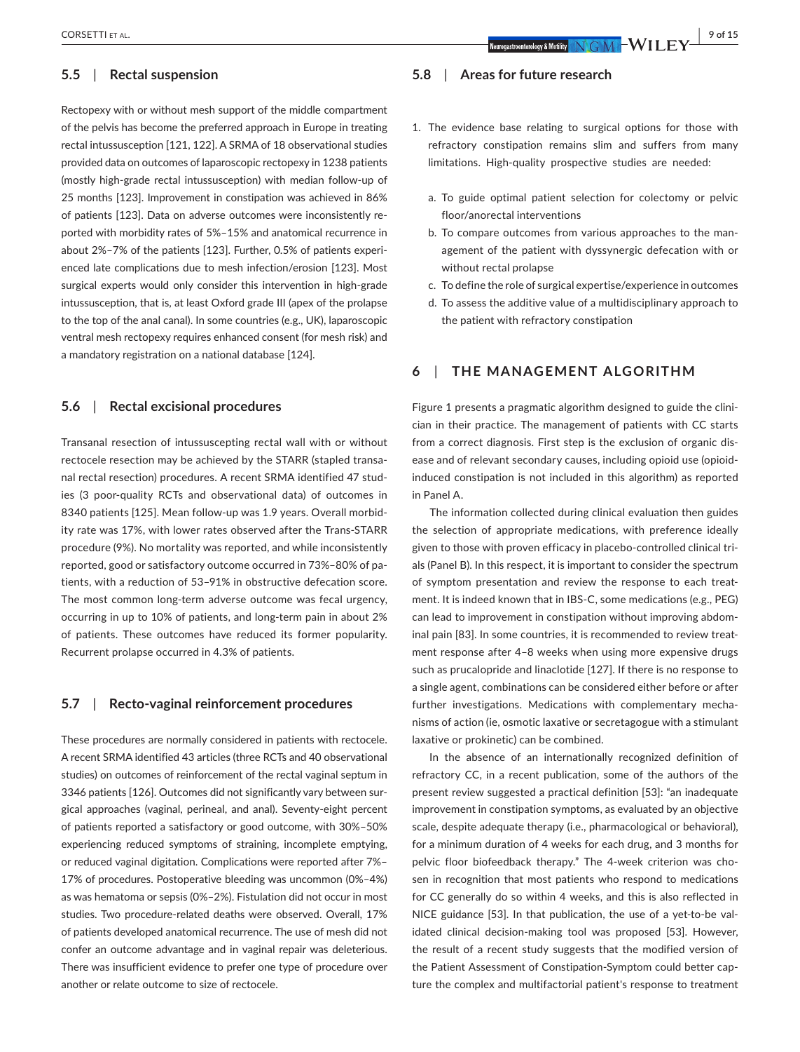### 5.5 | Rectal suspension

Rectopexy with or without mesh support of the middle compartment of the pelvis has become the preferred approach in Europe in treating rectal intussusception [121, 122]. A SRMA of 18 observational studies provided data on outcomes of laparoscopic rectopexy in 1238 patients (mostly high-grade rectal intussusception) with median follow-up of 25 months [123]. Improvement in constipation was achieved in 86% of patients [123]. Data on adverse outcomes were inconsistently reported with morbidity rates of 5%–15% and anatomical recurrence in about 2%–7% of the patients [123]. Further, 0.5% of patients experienced late complications due to mesh infection/erosion [123]. Most surgical experts would only consider this intervention in high-grade intussusception, that is, at least Oxford grade III (apex of the prolapse to the top of the anal canal). In some countries (e.g., UK), laparoscopic ventral mesh rectopexy requires enhanced consent (for mesh risk) and a mandatory registration on a national database [124].

### 5.6 | Rectal excisional procedures

Transanal resection of intussuscepting rectal wall with or without rectocele resection may be achieved by the STARR (stapled transanal rectal resection) procedures. A recent SRMA identified 47 studies (3 poor-quality RCTs and observational data) of outcomes in 8340 patients [125]. Mean follow-up was 1.9 years. Overall morbidity rate was 17%, with lower rates observed after the Trans-STARR procedure (9%). No mortality was reported, and while inconsistently reported, good or satisfactory outcome occurred in 73%–80% of patients, with a reduction of 53–91% in obstructive defecation score. The most common long-term adverse outcome was fecal urgency, occurring in up to 10% of patients, and long-term pain in about 2% of patients. These outcomes have reduced its former popularity. Recurrent prolapse occurred in 4.3% of patients.

### 5.7 | Recto-vaginal reinforcement procedures

These procedures are normally considered in patients with rectocele. A recent SRMA identified 43 articles (three RCTs and 40 observational studies) on outcomes of reinforcement of the rectal vaginal septum in 3346 patients [126]. Outcomes did not significantly vary between surgical approaches (vaginal, perineal, and anal). Seventy-eight percent of patients reported a satisfactory or good outcome, with 30%–50% experiencing reduced symptoms of straining, incomplete emptying, or reduced vaginal digitation. Complications were reported after 7%–17% of procedures. Postoperative bleeding was uncommon (0%–4%) as was hematoma or sepsis (0%–2%). Fistulation did not occur in most studies. Two procedure-related deaths were observed. Overall, 17% of patients developed anatomical recurrence. The use of mesh did not confer an outcome advantage and in vaginal repair was deleterious. There was insufficient evidence to prefer one type of procedure over another or relate outcome to size of rectocele.

### 5.8 | Areas for future research

1. The evidence base relating to surgical options for those with refractory constipation remains slim and suffers from many limitations. High-quality prospective studies are needed:
   a. To guide optimal patient selection for colectomy or pelvic floor/anorectal interventions
   b. To compare outcomes from various approaches to the management of the patient with dyssynergic defecation with or without rectal prolapse
   c. To define the role of surgical expertise/experience in outcomes
   d. To assess the additive value of a multidisciplinary approach to the patient with refractory constipation

## 6 | THE MANAGEMENT ALGORITHM

Figure 1 presents a pragmatic algorithm designed to guide the clinician in their practice. The management of patients with CC starts from a correct diagnosis. First step is the exclusion of organic disease and of relevant secondary causes, including opioid use (opioid-induced constipation is not included in this algorithm) as reported in Panel A.

The information collected during clinical evaluation then guides the selection of appropriate medications, with preference ideally given to those with proven efficacy in placebo-controlled clinical trials (Panel B). In this respect, it is important to consider the spectrum of symptom presentation and review the response to each treatment. It is indeed known that in IBS-C, some medications (e.g., PEG) can lead to improvement in constipation without improving abdominal pain [83]. In some countries, it is recommended to review treatment response after 4–8 weeks when using more expensive drugs such as prucalopride and linaclotide [127]. If there is no response to a single agent, combinations can be considered either before or after further investigations. Medications with complementary mechanisms of action (ie, osmotic laxative or secretagogue with a stimulant laxative or prokinetic) can be combined.

In the absence of an internationally recognized definition of refractory CC, in a recent publication, some of the authors of the present review suggested a practical definition [53]: "an inadequate improvement in constipation symptoms, as evaluated by an objective scale, despite adequate therapy (i.e., pharmacological or behavioral), for a minimum duration of 4 weeks for each drug, and 3 months for pelvic floor biofeedback therapy." The 4-week criterion was chosen in recognition that most patients who respond to medications for CC generally do so within 4 weeks, and this is also reflected in NICE guidance [53]. In that publication, the use of a yet-to-be validated clinical decision-making tool was proposed [53]. However, the result of a recent study suggests that the modified version of the Patient Assessment of Constipation-Symptom could better capture the complex and multifactorial patient's response to treatment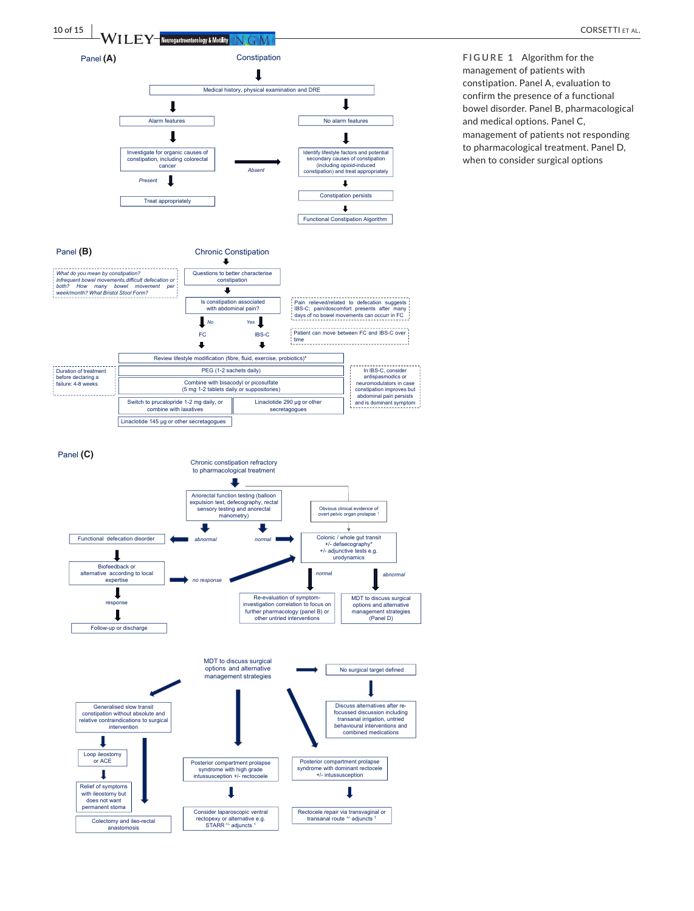**Panel (A)**

Constipation

Medical history, physical examination and DRE

Alarm features

Investigate for organic causes of constipation, including colorectal cancer

*Present*

Treat appropriately

*Absent*

No alarm features

Identify lifestyle factors and potential secondary causes of constipation (including opioid-induced constipation) and treat appropriately

Constipation persists

Functional Constipation Algorithm

**Panel (B)**

Chronic Constipation

*What do you mean by constipation? Infrequent bowel movements, difficult defecation or both? How many bowel movement per week/month? What Bristol Stool Form?*

Questions to better characterise constipation

Is constipation associated with abdominal pain?

Pain relieved/related to defecation suggests IBS-C; pain/doscomfort presents after many days of no bowel movements can occur in FC

*No* — FC

*Yes* — IBS-C

Patient can move between FC and IBS-C over time

Review lifestyle modification (fibre, fluid, exercise, probiotics)*

Duration of treatment before declaring a failure: 4-8 weeks

PEG (1-2 sachets daily)

Combine with bisacodyl or picosulfate (5 mg 1-2 tablets daily or suppositories)

Switch to prucalopride 1-2 mg daily, or combine with laxatives

Linaclotide 145 μg or other secretagogues

Linaclotide 290 μg or other secretagogues

In IBS-C, consider antispasmodics or neuromodulators in case constipation improves but abdominal pain persists and is dominant symptom

**Panel (C)**

Chronic constipation refractory to pharmacological treatment

Anorectal function testing (balloon expulsion test, defecography, rectal sensory testing and anorectal manometry)

Obvious clinical evidence of overt pelvic organ prolapse [1]

*abnormal* — Functional defecation disorder

Biofeedback or alternative according to local expertise

*response* — Follow-up or discharge

*no response*

*normal* — Colonic / whole gut transit +/- defaecography* +/- adjunctive tests e.g. urodynamics

*normal* — Re-evaluation of symptom-investigation correlation to focus on further pharmacology (panel B) or other untried interventions

*abnormal* — MDT to discuss surgical options and alternative management strategies (Panel D)

**Panel (D)**

MDT to discuss surgical options and alternative management strategies

No surgical target defined

Discuss alternatives after re-focussed discussion including transanal irrigation, untried behavioural interventions and combined medications

Generalised slow transit constipation without absolute and relative contraindications to surgical intervention

Loop ileostomy or ACE

Relief of symptoms with ileostomy but does not want permanent stoma

Colectomy and ileo-rectal anastomosis

Posterior compartment prolapse syndrome with high grade intussusception +/- rectocoele

Consider laparoscopic ventral rectopexy or alternative e.g. STARR +/- adjuncts [1]

Posterior compartment prolapse syndrome with dominant rectocele +/- intussusception

Rectocele repair via transvaginal or transanal route +/- adjuncts [1]

**FIGURE 1** Algorithm for the management of patients with constipation. Panel A, evaluation to confirm the presence of a functional bowel disorder. Panel B, pharmacological and medical options. Panel C, management of patients not responding to pharmacological treatment. Panel D, when to consider surgical options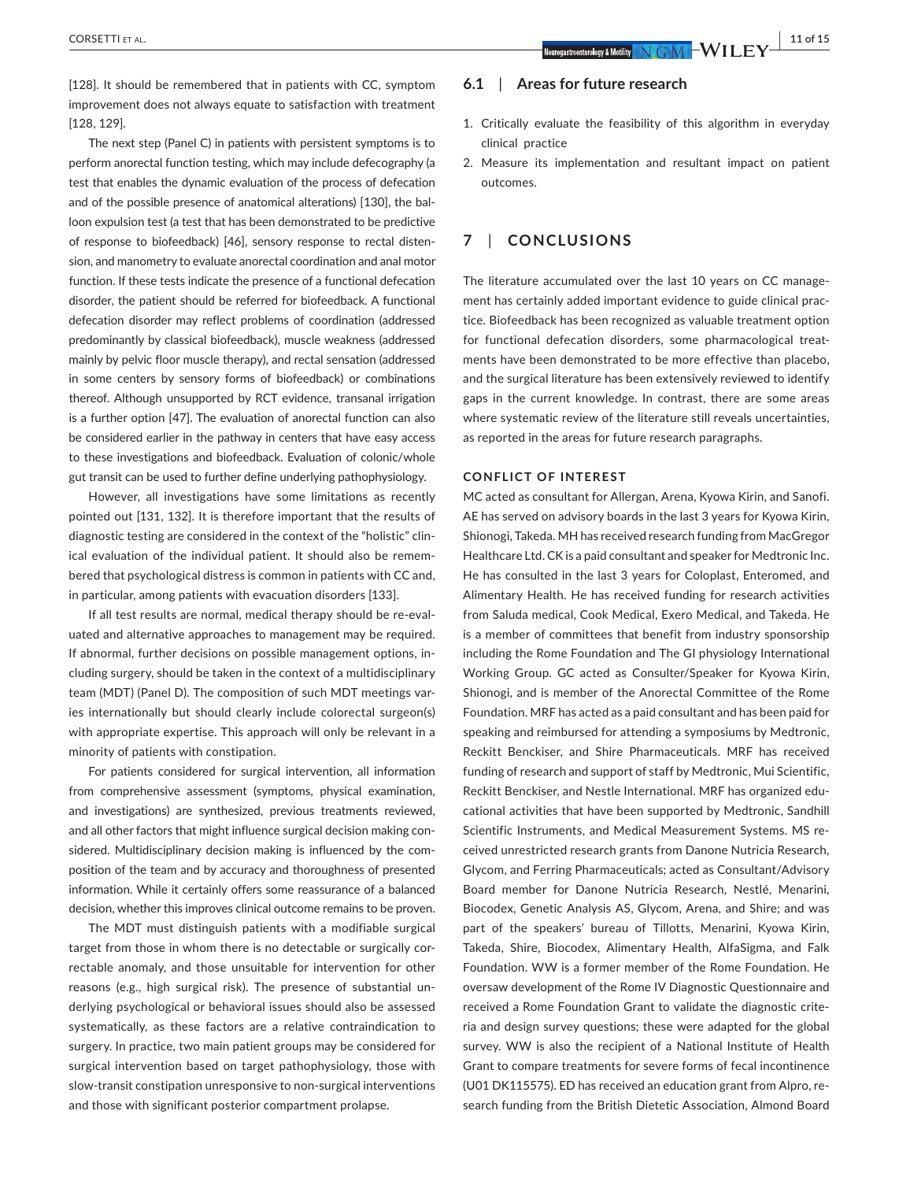[128]. It should be remembered that in patients with CC, symptom improvement does not always equate to satisfaction with treatment [128, 129].

The next step (Panel C) in patients with persistent symptoms is to perform anorectal function testing, which may include defecography (a test that enables the dynamic evaluation of the process of defecation and of the possible presence of anatomical alterations) [130], the balloon expulsion test (a test that has been demonstrated to be predictive of response to biofeedback) [46], sensory response to rectal distension, and manometry to evaluate anorectal coordination and anal motor function. If these tests indicate the presence of a functional defecation disorder, the patient should be referred for biofeedback. A functional defecation disorder may reflect problems of coordination (addressed predominantly by classical biofeedback), muscle weakness (addressed mainly by pelvic floor muscle therapy), and rectal sensation (addressed in some centers by sensory forms of biofeedback) or combinations thereof. Although unsupported by RCT evidence, transanal irrigation is a further option [47]. The evaluation of anorectal function can also be considered earlier in the pathway in centers that have easy access to these investigations and biofeedback. Evaluation of colonic/whole gut transit can be used to further define underlying pathophysiology.

However, all investigations have some limitations as recently pointed out [131, 132]. It is therefore important that the results of diagnostic testing are considered in the context of the "holistic" clinical evaluation of the individual patient. It should also be remembered that psychological distress is common in patients with CC and, in particular, among patients with evacuation disorders [133].

If all test results are normal, medical therapy should be re-evaluated and alternative approaches to management may be required. If abnormal, further decisions on possible management options, including surgery, should be taken in the context of a multidisciplinary team (MDT) (Panel D). The composition of such MDT meetings varies internationally but should clearly include colorectal surgeon(s) with appropriate expertise. This approach will only be relevant in a minority of patients with constipation.

For patients considered for surgical intervention, all information from comprehensive assessment (symptoms, physical examination, and investigations) are synthesized, previous treatments reviewed, and all other factors that might influence surgical decision making considered. Multidisciplinary decision making is influenced by the composition of the team and by accuracy and thoroughness of presented information. While it certainly offers some reassurance of a balanced decision, whether this improves clinical outcome remains to be proven.

The MDT must distinguish patients with a modifiable surgical target from those in whom there is no detectable or surgically correctable anomaly, and those unsuitable for intervention for other reasons (e.g., high surgical risk). The presence of substantial underlying psychological or behavioral issues should also be assessed systematically, as these factors are a relative contraindication to surgery. In practice, two main patient groups may be considered for surgical intervention based on target pathophysiology, those with slow-transit constipation unresponsive to non-surgical interventions and those with significant posterior compartment prolapse.

### 6.1 | Areas for future research

1. Critically evaluate the feasibility of this algorithm in everyday clinical practice
2. Measure its implementation and resultant impact on patient outcomes.

## 7 | CONCLUSIONS

The literature accumulated over the last 10 years on CC management has certainly added important evidence to guide clinical practice. Biofeedback has been recognized as valuable treatment option for functional defecation disorders, some pharmacological treatments have been demonstrated to be more effective than placebo, and the surgical literature has been extensively reviewed to identify gaps in the current knowledge. In contrast, there are some areas where systematic review of the literature still reveals uncertainties, as reported in the areas for future research paragraphs.

#### CONFLICT OF INTEREST

MC acted as consultant for Allergan, Arena, Kyowa Kirin, and Sanofi. AE has served on advisory boards in the last 3 years for Kyowa Kirin, Shionogi, Takeda. MH has received research funding from MacGregor Healthcare Ltd. CK is a paid consultant and speaker for Medtronic Inc. He has consulted in the last 3 years for Coloplast, Enteromed, and Alimentary Health. He has received funding for research activities from Saluda medical, Cook Medical, Exero Medical, and Takeda. He is a member of committees that benefit from industry sponsorship including the Rome Foundation and The GI physiology International Working Group. GC acted as Consulter/Speaker for Kyowa Kirin, Shionogi, and is member of the Anorectal Committee of the Rome Foundation. MRF has acted as a paid consultant and has been paid for speaking and reimbursed for attending a symposiums by Medtronic, Reckitt Benckiser, and Shire Pharmaceuticals. MRF has received funding of research and support of staff by Medtronic, Mui Scientific, Reckitt Benckiser, and Nestle International. MRF has organized educational activities that have been supported by Medtronic, Sandhill Scientific Instruments, and Medical Measurement Systems. MS received unrestricted research grants from Danone Nutricia Research, Glycom, and Ferring Pharmaceuticals; acted as Consultant/Advisory Board member for Danone Nutricia Research, Nestlé, Menarini, Biocodex, Genetic Analysis AS, Glycom, Arena, and Shire; and was part of the speakers' bureau of Tillotts, Menarini, Kyowa Kirin, Takeda, Shire, Biocodex, Alimentary Health, AlfaSigma, and Falk Foundation. WW is a former member of the Rome Foundation. He oversaw development of the Rome IV Diagnostic Questionnaire and received a Rome Foundation Grant to validate the diagnostic criteria and design survey questions; these were adapted for the global survey. WW is also the recipient of a National Institute of Health Grant to compare treatments for severe forms of fecal incontinence (U01 DK115575). ED has received an education grant from Alpro, research funding from the British Dietetic Association, Almond Board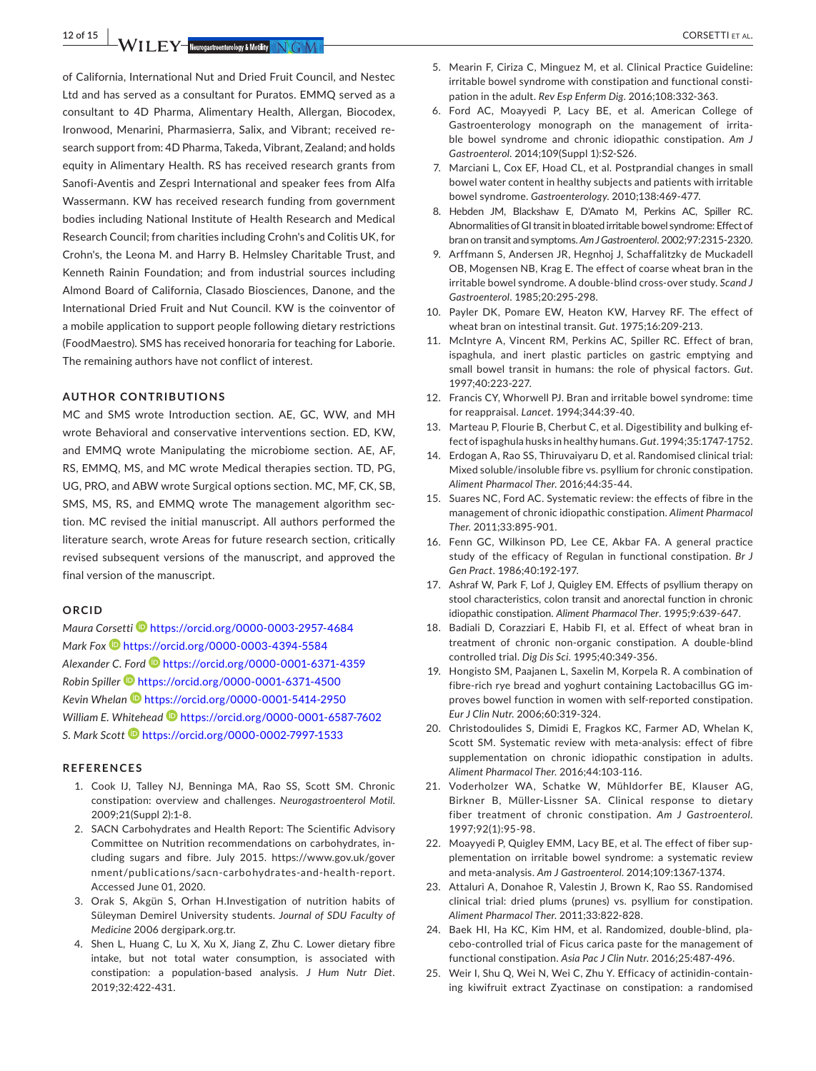of California, International Nut and Dried Fruit Council, and Nestec Ltd and has served as a consultant for Puratos. EMMQ served as a consultant to 4D Pharma, Alimentary Health, Allergan, Biocodex, Ironwood, Menarini, Pharmasierra, Salix, and Vibrant; received research support from: 4D Pharma, Takeda, Vibrant, Zealand; and holds equity in Alimentary Health. RS has received research grants from Sanofi-Aventis and Zespri International and speaker fees from Alfa Wassermann. KW has received research funding from government bodies including National Institute of Health Research and Medical Research Council; from charities including Crohn's and Colitis UK, for Crohn's, the Leona M. and Harry B. Helmsley Charitable Trust, and Kenneth Rainin Foundation; and from industrial sources including Almond Board of California, Clasado Biosciences, Danone, and the International Dried Fruit and Nut Council. KW is the coinventor of a mobile application to support people following dietary restrictions (FoodMaestro). SMS has received honoraria for teaching for Laborie. The remaining authors have not conflict of interest.

## AUTHOR CONTRIBUTIONS

MC and SMS wrote Introduction section. AE, GC, WW, and MH wrote Behavioral and conservative interventions section. ED, KW, and EMMQ wrote Manipulating the microbiome section. AE, AF, RS, EMMQ, MS, and MC wrote Medical therapies section. TD, PG, UG, PRO, and ABW wrote Surgical options section. MC, MF, CK, SB, SMS, MS, RS, and EMMQ wrote The management algorithm section. MC revised the initial manuscript. All authors performed the literature search, wrote Areas for future research section, critically revised subsequent versions of the manuscript, and approved the final version of the manuscript.

## ORCID

*Maura Corsetti* https://orcid.org/0000-0003-2957-4684
*Mark Fox* https://orcid.org/0000-0003-4394-5584
*Alexander C. Ford* https://orcid.org/0000-0001-6371-4359
*Robin Spiller* https://orcid.org/0000-0001-6371-4500
*Kevin Whelan* https://orcid.org/0000-0001-5414-2950
*William E. Whitehead* https://orcid.org/0000-0001-6587-7602
*S. Mark Scott* https://orcid.org/0000-0002-7997-1533

## REFERENCES

1. Cook IJ, Talley NJ, Benninga MA, Rao SS, Scott SM. Chronic constipation: overview and challenges. *Neurogastroenterol Motil*. 2009;21(Suppl 2):1-8.
2. SACN Carbohydrates and Health Report: The Scientific Advisory Committee on Nutrition recommendations on carbohydrates, including sugars and fibre. July 2015. https://www.gov.uk/government/publications/sacn-carbohydrates-and-health-report. Accessed June 01, 2020.
3. Orak S, Akgün S, Orhan H.Investigation of nutrition habits of Süleyman Demirel University students. *Journal of SDU Faculty of Medicine* 2006 dergipark.org.tr.
4. Shen L, Huang C, Lu X, Xu X, Jiang Z, Zhu C. Lower dietary fibre intake, but not total water consumption, is associated with constipation: a population-based analysis. *J Hum Nutr Diet*. 2019;32:422-431.
5. Mearin F, Ciriza C, Minguez M, et al. Clinical Practice Guideline: irritable bowel syndrome with constipation and functional constipation in the adult. *Rev Esp Enferm Dig*. 2016;108:332-363.
6. Ford AC, Moayyedi P, Lacy BE, et al. American College of Gastroenterology monograph on the management of irritable bowel syndrome and chronic idiopathic constipation. *Am J Gastroenterol*. 2014;109(Suppl 1):S2-S26.
7. Marciani L, Cox EF, Hoad CL, et al. Postprandial changes in small bowel water content in healthy subjects and patients with irritable bowel syndrome. *Gastroenterology*. 2010;138:469-477.
8. Hebden JM, Blackshaw E, D'Amato M, Perkins AC, Spiller RC. Abnormalities of GI transit in bloated irritable bowel syndrome: Effect of bran on transit and symptoms. *Am J Gastroenterol*. 2002;97:2315-2320.
9. Arffmann S, Andersen JR, Hegnhoj J, Schaffalitzky de Muckadell OB, Mogensen NB, Krag E. The effect of coarse wheat bran in the irritable bowel syndrome. A double-blind cross-over study. *Scand J Gastroenterol*. 1985;20:295-298.
10. Payler DK, Pomare EW, Heaton KW, Harvey RF. The effect of wheat bran on intestinal transit. *Gut*. 1975;16:209-213.
11. McIntyre A, Vincent RM, Perkins AC, Spiller RC. Effect of bran, ispaghula, and inert plastic particles on gastric emptying and small bowel transit in humans: the role of physical factors. *Gut*. 1997;40:223-227.
12. Francis CY, Whorwell PJ. Bran and irritable bowel syndrome: time for reappraisal. *Lancet*. 1994;344:39-40.
13. Marteau P, Flourie B, Cherbut C, et al. Digestibility and bulking effect of ispaghula husks in healthy humans. *Gut*. 1994;35:1747-1752.
14. Erdogan A, Rao SS, Thiruvaiyaru D, et al. Randomised clinical trial: Mixed soluble/insoluble fibre vs. psyllium for chronic constipation. *Aliment Pharmacol Ther*. 2016;44:35-44.
15. Suares NC, Ford AC. Systematic review: the effects of fibre in the management of chronic idiopathic constipation. *Aliment Pharmacol Ther*. 2011;33:895-901.
16. Fenn GC, Wilkinson PD, Lee CE, Akbar FA. A general practice study of the efficacy of Regulan in functional constipation. *Br J Gen Pract*. 1986;40:192-197.
17. Ashraf W, Park F, Lof J, Quigley EM. Effects of psyllium therapy on stool characteristics, colon transit and anorectal function in chronic idiopathic constipation. *Aliment Pharmacol Ther*. 1995;9:639-647.
18. Badiali D, Corazziari E, Habib FI, et al. Effect of wheat bran in treatment of chronic non-organic constipation. A double-blind controlled trial. *Dig Dis Sci*. 1995;40:349-356.
19. Hongisto SM, Paajanen L, Saxelin M, Korpela R. A combination of fibre-rich rye bread and yoghurt containing Lactobacillus GG improves bowel function in women with self-reported constipation. *Eur J Clin Nutr*. 2006;60:319-324.
20. Christodoulides S, Dimidi E, Fragkos KC, Farmer AD, Whelan K, Scott SM. Systematic review with meta-analysis: effect of fibre supplementation on chronic idiopathic constipation in adults. *Aliment Pharmacol Ther*. 2016;44:103-116.
21. Voderholzer WA, Schatke W, Mühldorfer BE, Klauser AG, Birkner B, Müller-Lissner SA. Clinical response to dietary fiber treatment of chronic constipation. *Am J Gastroenterol*. 1997;92(1):95-98.
22. Moayyedi P, Quigley EMM, Lacy BE, et al. The effect of fiber supplementation on irritable bowel syndrome: a systematic review and meta-analysis. *Am J Gastroenterol*. 2014;109:1367-1374.
23. Attaluri A, Donahoe R, Valestin J, Brown K, Rao SS. Randomised clinical trial: dried plums (prunes) vs. psyllium for constipation. *Aliment Pharmacol Ther*. 2011;33:822-828.
24. Baek HI, Ha KC, Kim HM, et al. Randomized, double-blind, placebo-controlled trial of Ficus carica paste for the management of functional constipation. *Asia Pac J Clin Nutr*. 2016;25:487-496.
25. Weir I, Shu Q, Wei N, Wei C, Zhu Y. Efficacy of actinidin-containing kiwifruit extract Zyactinase on constipation: a randomised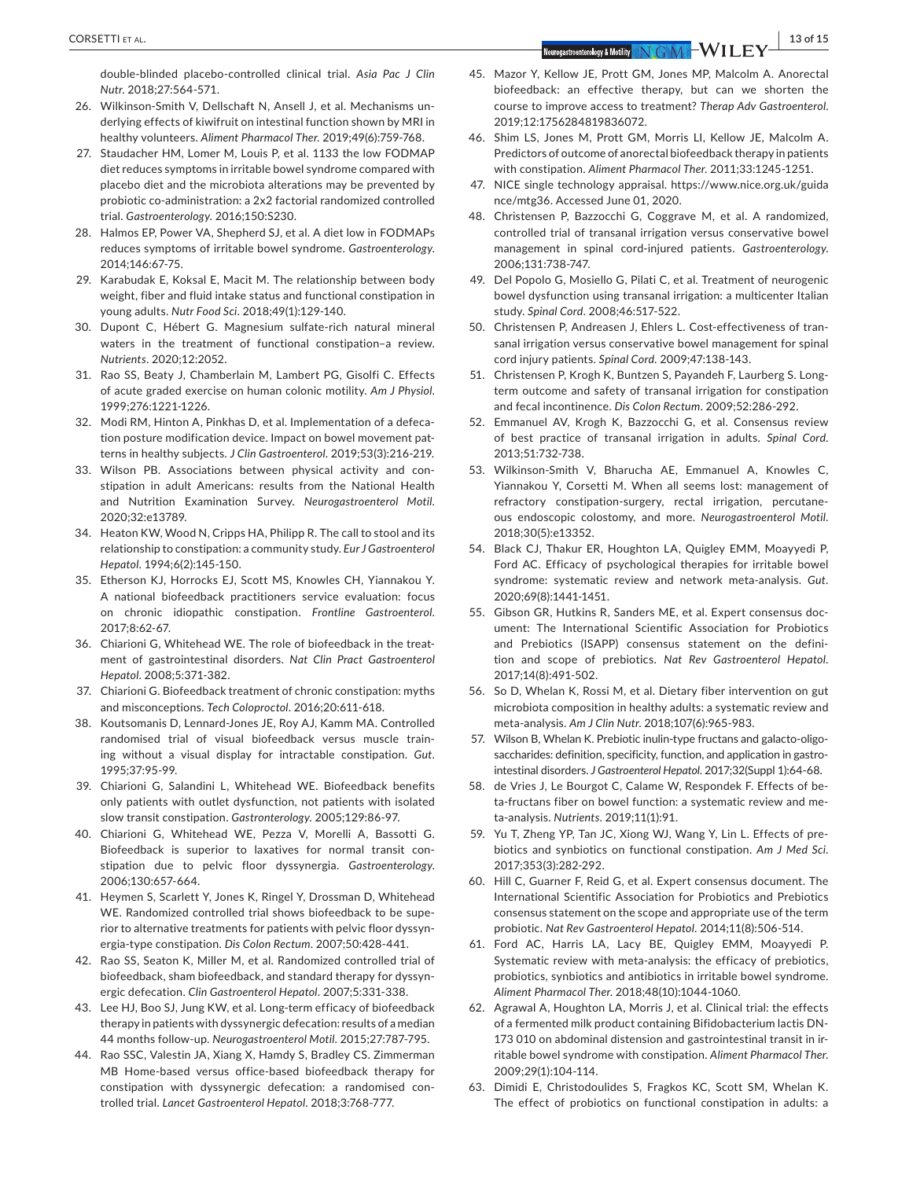double-blinded placebo-controlled clinical trial. *Asia Pac J Clin Nutr*. 2018;27:564-571.

26. Wilkinson-Smith V, Dellschaft N, Ansell J, et al. Mechanisms underlying effects of kiwifruit on intestinal function shown by MRI in healthy volunteers. *Aliment Pharmacol Ther*. 2019;49(6):759-768.
27. Staudacher HM, Lomer M, Louis P, et al. 1133 the low FODMAP diet reduces symptoms in irritable bowel syndrome compared with placebo diet and the microbiota alterations may be prevented by probiotic co-administration: a 2x2 factorial randomized controlled trial. *Gastroenterology*. 2016;150:S230.
28. Halmos EP, Power VA, Shepherd SJ, et al. A diet low in FODMAPs reduces symptoms of irritable bowel syndrome. *Gastroenterology*. 2014;146:67-75.
29. Karabudak E, Koksal E, Macit M. The relationship between body weight, fiber and fluid intake status and functional constipation in young adults. *Nutr Food Sci*. 2018;49(1):129-140.
30. Dupont C, Hébert G. Magnesium sulfate-rich natural mineral waters in the treatment of functional constipation–a review. *Nutrients*. 2020;12:2052.
31. Rao SS, Beaty J, Chamberlain M, Lambert PG, Gisolfi C. Effects of acute graded exercise on human colonic motility. *Am J Physiol*. 1999;276:1221-1226.
32. Modi RM, Hinton A, Pinkhas D, et al. Implementation of a defecation posture modification device. Impact on bowel movement patterns in healthy subjects. *J Clin Gastroenterol*. 2019;53(3):216-219.
33. Wilson PB. Associations between physical activity and constipation in adult Americans: results from the National Health and Nutrition Examination Survey. *Neurogastroenterol Motil*. 2020;32:e13789.
34. Heaton KW, Wood N, Cripps HA, Philipp R. The call to stool and its relationship to constipation: a community study. *Eur J Gastroenterol Hepatol*. 1994;6(2):145-150.
35. Etherson KJ, Horrocks EJ, Scott MS, Knowles CH, Yiannakou Y. A national biofeedback practitioners service evaluation: focus on chronic idiopathic constipation. *Frontline Gastroenterol*. 2017;8:62-67.
36. Chiarioni G, Whitehead WE. The role of biofeedback in the treatment of gastrointestinal disorders. *Nat Clin Pract Gastroenterol Hepatol*. 2008;5:371-382.
37. Chiarioni G. Biofeedback treatment of chronic constipation: myths and misconceptions. *Tech Coloproctol*. 2016;20:611-618.
38. Koutsomanis D, Lennard-Jones JE, Roy AJ, Kamm MA. Controlled randomised trial of visual biofeedback versus muscle training without a visual display for intractable constipation. *Gut*. 1995;37:95-99.
39. Chiarioni G, Salandini L, Whitehead WE. Biofeedback benefits only patients with outlet dysfunction, not patients with isolated slow transit constipation. *Gastroenterology*. 2005;129:86-97.
40. Chiarioni G, Whitehead WE, Pezza V, Morelli A, Bassotti G. Biofeedback is superior to laxatives for normal transit constipation due to pelvic floor dyssynergia. *Gastroenterology*. 2006;130:657-664.
41. Heymen S, Scarlett Y, Jones K, Ringel Y, Drossman D, Whitehead WE. Randomized controlled trial shows biofeedback to be superior to alternative treatments for patients with pelvic floor dyssynergia-type constipation. *Dis Colon Rectum*. 2007;50:428-441.
42. Rao SS, Seaton K, Miller M, et al. Randomized controlled trial of biofeedback, sham biofeedback, and standard therapy for dyssynergic defecation. *Clin Gastroenterol Hepatol*. 2007;5:331-338.
43. Lee HJ, Boo SJ, Jung KW, et al. Long-term efficacy of biofeedback therapy in patients with dyssynergic defecation: results of a median 44 months follow-up. *Neurogastroenterol Motil*. 2015;27:787-795.
44. Rao SSC, Valestin JA, Xiang X, Hamdy S, Bradley CS. Zimmerman MB Home-based versus office-based biofeedback therapy for constipation with dyssynergic defecation: a randomised controlled trial. *Lancet Gastroenterol Hepatol*. 2018;3:768-777.
45. Mazor Y, Kellow JE, Prott GM, Jones MP, Malcolm A. Anorectal biofeedback: an effective therapy, but can we shorten the course to improve access to treatment? *Therap Adv Gastroenterol*. 2019;12:1756284819836072.
46. Shim LS, Jones M, Prott GM, Morris LI, Kellow JE, Malcolm A. Predictors of outcome of anorectal biofeedback therapy in patients with constipation. *Aliment Pharmacol Ther*. 2011;33:1245-1251.
47. NICE single technology appraisal. https://www.nice.org.uk/guidance/mtg36. Accessed June 01, 2020.
48. Christensen P, Bazzocchi G, Coggrave M, et al. A randomized, controlled trial of transanal irrigation versus conservative bowel management in spinal cord-injured patients. *Gastroenterology*. 2006;131:738-747.
49. Del Popolo G, Mosiello G, Pilati C, et al. Treatment of neurogenic bowel dysfunction using transanal irrigation: a multicenter Italian study. *Spinal Cord*. 2008;46:517-522.
50. Christensen P, Andreasen J, Ehlers L. Cost-effectiveness of transanal irrigation versus conservative bowel management for spinal cord injury patients. *Spinal Cord*. 2009;47:138-143.
51. Christensen P, Krogh K, Buntzen S, Payandeh F, Laurberg S. Long-term outcome and safety of transanal irrigation for constipation and fecal incontinence. *Dis Colon Rectum*. 2009;52:286-292.
52. Emmanuel AV, Krogh K, Bazzocchi G, et al. Consensus review of best practice of transanal irrigation in adults. *Spinal Cord*. 2013;51:732-738.
53. Wilkinson-Smith V, Bharucha AE, Emmanuel A, Knowles C, Yiannakou Y, Corsetti M. When all seems lost: management of refractory constipation-surgery, rectal irrigation, percutaneous endoscopic colostomy, and more. *Neurogastroenterol Motil*. 2018;30(5):e13352.
54. Black CJ, Thakur ER, Houghton LA, Quigley EMM, Moayyedi P, Ford AC. Efficacy of psychological therapies for irritable bowel syndrome: systematic review and network meta-analysis. *Gut*. 2020;69(8):1441-1451.
55. Gibson GR, Hutkins R, Sanders ME, et al. Expert consensus document: The International Scientific Association for Probiotics and Prebiotics (ISAPP) consensus statement on the definition and scope of prebiotics. *Nat Rev Gastroenterol Hepatol*. 2017;14(8):491-502.
56. So D, Whelan K, Rossi M, et al. Dietary fiber intervention on gut microbiota composition in healthy adults: a systematic review and meta-analysis. *Am J Clin Nutr*. 2018;107(6):965-983.
57. Wilson B, Whelan K. Prebiotic inulin-type fructans and galacto-oligosaccharides: definition, specificity, function, and application in gastrointestinal disorders. *J Gastroenterol Hepatol*. 2017;32(Suppl 1):64-68.
58. de Vries J, Le Bourgot C, Calame W, Respondek F. Effects of beta-fructans fiber on bowel function: a systematic review and meta-analysis. *Nutrients*. 2019;11(1):91.
59. Yu T, Zheng YP, Tan JC, Xiong WJ, Wang Y, Lin L. Effects of prebiotics and synbiotics on functional constipation. *Am J Med Sci*. 2017;353(3):282-292.
60. Hill C, Guarner F, Reid G, et al. Expert consensus document. The International Scientific Association for Probiotics and Prebiotics consensus statement on the scope and appropriate use of the term probiotic. *Nat Rev Gastroenterol Hepatol*. 2014;11(8):506-514.
61. Ford AC, Harris LA, Lacy BE, Quigley EMM, Moayyedi P. Systematic review with meta-analysis: the efficacy of prebiotics, probiotics, synbiotics and antibiotics in irritable bowel syndrome. *Aliment Pharmacol Ther*. 2018;48(10):1044-1060.
62. Agrawal A, Houghton LA, Morris J, et al. Clinical trial: the effects of a fermented milk product containing Bifidobacterium lactis DN-173 010 on abdominal distension and gastrointestinal transit in irritable bowel syndrome with constipation. *Aliment Pharmacol Ther*. 2009;29(1):104-114.
63. Dimidi E, Christodoulides S, Fragkos KC, Scott SM, Whelan K. The effect of probiotics on functional constipation in adults: a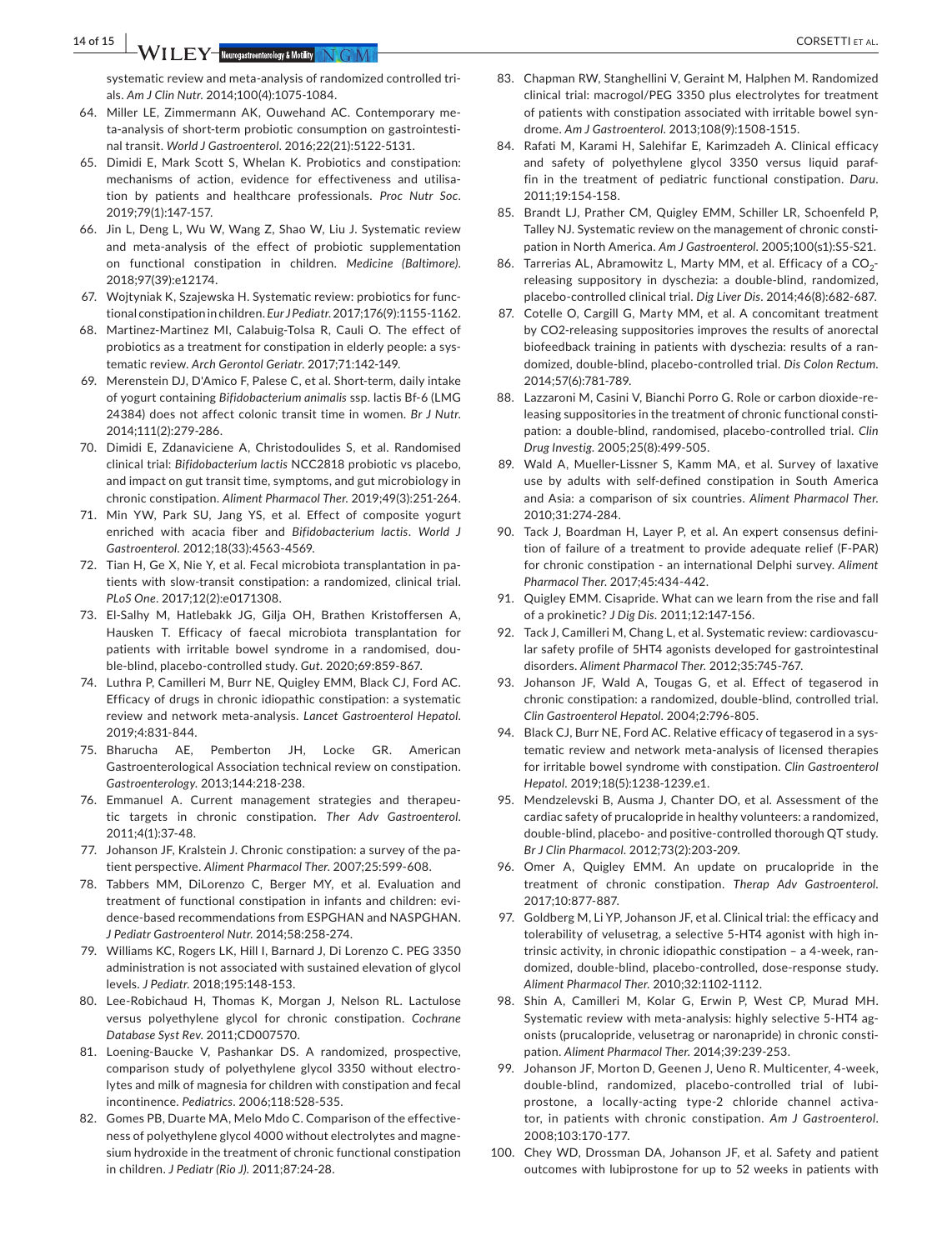systematic review and meta-analysis of randomized controlled trials. *Am J Clin Nutr*. 2014;100(4):1075-1084.

64. Miller LE, Zimmermann AK, Ouwehand AC. Contemporary meta-analysis of short-term probiotic consumption on gastrointestinal transit. *World J Gastroenterol*. 2016;22(21):5122-5131.
65. Dimidi E, Mark Scott S, Whelan K. Probiotics and constipation: mechanisms of action, evidence for effectiveness and utilisation by patients and healthcare professionals. *Proc Nutr Soc*. 2019;79(1):147-157.
66. Jin L, Deng L, Wu W, Wang Z, Shao W, Liu J. Systematic review and meta-analysis of the effect of probiotic supplementation on functional constipation in children. *Medicine (Baltimore)*. 2018;97(39):e12174.
67. Wojtyniak K, Szajewska H. Systematic review: probiotics for functional constipation in children. *Eur J Pediatr*. 2017;176(9):1155-1162.
68. Martinez-Martinez MI, Calabuig-Tolsa R, Cauli O. The effect of probiotics as a treatment for constipation in elderly people: a systematic review. *Arch Gerontol Geriatr*. 2017;71:142-149.
69. Merenstein DJ, D'Amico F, Palese C, et al. Short-term, daily intake of yogurt containing *Bifidobacterium animalis* ssp. lactis Bf-6 (LMG 24384) does not affect colonic transit time in women. *Br J Nutr*. 2014;111(2):279-286.
70. Dimidi E, Zdanaviciene A, Christodoulides S, et al. Randomised clinical trial: *Bifidobacterium lactis* NCC2818 probiotic vs placebo, and impact on gut transit time, symptoms, and gut microbiology in chronic constipation. *Aliment Pharmacol Ther*. 2019;49(3):251-264.
71. Min YW, Park SU, Jang YS, et al. Effect of composite yogurt enriched with acacia fiber and *Bifidobacterium lactis*. *World J Gastroenterol*. 2012;18(33):4563-4569.
72. Tian H, Ge X, Nie Y, et al. Fecal microbiota transplantation in patients with slow-transit constipation: a randomized, clinical trial. *PLoS One*. 2017;12(2):e0171308.
73. El-Salhy M, Hatlebakk JG, Gilja OH, Brathen Kristoffersen A, Hausken T. Efficacy of faecal microbiota transplantation for patients with irritable bowel syndrome in a randomised, double-blind, placebo-controlled study. *Gut*. 2020;69:859-867.
74. Luthra P, Camilleri M, Burr NE, Quigley EMM, Black CJ, Ford AC. Efficacy of drugs in chronic idiopathic constipation: a systematic review and network meta-analysis. *Lancet Gastroenterol Hepatol*. 2019;4:831-844.
75. Bharucha AE, Pemberton JH, Locke GR. American Gastroenterological Association technical review on constipation. *Gastroenterology*. 2013;144:218-238.
76. Emmanuel A. Current management strategies and therapeutic targets in chronic constipation. *Ther Adv Gastroenterol*. 2011;4(1):37-48.
77. Johanson JF, Kralstein J. Chronic constipation: a survey of the patient perspective. *Aliment Pharmacol Ther*. 2007;25:599-608.
78. Tabbers MM, DiLorenzo C, Berger MY, et al. Evaluation and treatment of functional constipation in infants and children: evidence-based recommendations from ESPGHAN and NASPGHAN. *J Pediatr Gastroenterol Nutr*. 2014;58:258-274.
79. Williams KC, Rogers LK, Hill I, Barnard J, Di Lorenzo C. PEG 3350 administration is not associated with sustained elevation of glycol levels. *J Pediatr*. 2018;195:148-153.
80. Lee-Robichaud H, Thomas K, Morgan J, Nelson RL. Lactulose versus polyethylene glycol for chronic constipation. *Cochrane Database Syst Rev*. 2011;CD007570.
81. Loening-Baucke V, Pashankar DS. A randomized, prospective, comparison study of polyethylene glycol 3350 without electrolytes and milk of magnesia for children with constipation and fecal incontinence. *Pediatrics*. 2006;118:528-535.
82. Gomes PB, Duarte MA, Melo Mdo C. Comparison of the effectiveness of polyethylene glycol 4000 without electrolytes and magnesium hydroxide in the treatment of chronic functional constipation in children. *J Pediatr (Rio J)*. 2011;87:24-28.
83. Chapman RW, Stanghellini V, Geraint M, Halphen M. Randomized clinical trial: macrogol/PEG 3350 plus electrolytes for treatment of patients with constipation associated with irritable bowel syndrome. *Am J Gastroenterol*. 2013;108(9):1508-1515.
84. Rafati M, Karami H, Salehifar E, Karimzadeh A. Clinical efficacy and safety of polyethylene glycol 3350 versus liquid paraffin in the treatment of pediatric functional constipation. *Daru*. 2011;19:154-158.
85. Brandt LJ, Prather CM, Quigley EMM, Schiller LR, Schoenfeld P, Talley NJ. Systematic review on the management of chronic constipation in North America. *Am J Gastroenterol*. 2005;100(s1):S5-S21.
86. Tarrerias AL, Abramowitz L, Marty MM, et al. Efficacy of a $CO_2$-releasing suppository in dyschezia: a double-blind, randomized, placebo-controlled clinical trial. *Dig Liver Dis*. 2014;46(8):682-687.
87. Cotelle O, Cargill G, Marty MM, et al. A concomitant treatment by CO2-releasing suppositories improves the results of anorectal biofeedback training in patients with dyschezia: results of a randomized, double-blind, placebo-controlled trial. *Dis Colon Rectum*. 2014;57(6):781-789.
88. Lazzaroni M, Casini V, Bianchi Porro G. Role or carbon dioxide-releasing suppositories in the treatment of chronic functional constipation: a double-blind, randomised, placebo-controlled trial. *Clin Drug Investig*. 2005;25(8):499-505.
89. Wald A, Mueller-Lissner S, Kamm MA, et al. Survey of laxative use by adults with self-defined constipation in South America and Asia: a comparison of six countries. *Aliment Pharmacol Ther*. 2010;31:274-284.
90. Tack J, Boardman H, Layer P, et al. An expert consensus definition of failure of a treatment to provide adequate relief (F-PAR) for chronic constipation - an international Delphi survey. *Aliment Pharmacol Ther*. 2017;45:434-442.
91. Quigley EMM. Cisapride. What can we learn from the rise and fall of a prokinetic? *J Dig Dis*. 2011;12:147-156.
92. Tack J, Camilleri M, Chang L, et al. Systematic review: cardiovascular safety profile of 5HT4 agonists developed for gastrointestinal disorders. *Aliment Pharmacol Ther*. 2012;35:745-767.
93. Johanson JF, Wald A, Tougas G, et al. Effect of tegaserod in chronic constipation: a randomized, double-blind, controlled trial. *Clin Gastroenterol Hepatol*. 2004;2:796-805.
94. Black CJ, Burr NE, Ford AC. Relative efficacy of tegaserod in a systematic review and network meta-analysis of licensed therapies for irritable bowel syndrome with constipation. *Clin Gastroenterol Hepatol*. 2019;18(5):1238-1239.e1.
95. Mendzelevski B, Ausma J, Chanter DO, et al. Assessment of the cardiac safety of prucalopride in healthy volunteers: a randomized, double-blind, placebo- and positive-controlled thorough QT study. *Br J Clin Pharmacol*. 2012;73(2):203-209.
96. Omer A, Quigley EMM. An update on prucalopride in the treatment of chronic constipation. *Therap Adv Gastroenterol*. 2017;10:877-887.
97. Goldberg M, Li YP, Johanson JF, et al. Clinical trial: the efficacy and tolerability of velusetrag, a selective 5-HT4 agonist with high intrinsic activity, in chronic idiopathic constipation – a 4-week, randomized, double-blind, placebo-controlled, dose-response study. *Aliment Pharmacol Ther*. 2010;32:1102-1112.
98. Shin A, Camilleri M, Kolar G, Erwin P, West CP, Murad MH. Systematic review with meta-analysis: highly selective 5-HT4 agonists (prucalopride, velusetrag or naronapride) in chronic constipation. *Aliment Pharmacol Ther*. 2014;39:239-253.
99. Johanson JF, Morton D, Geenen J, Ueno R. Multicenter, 4-week, double-blind, randomized, placebo-controlled trial of lubiprostone, a locally-acting type-2 chloride channel activator, in patients with chronic constipation. *Am J Gastroenterol*. 2008;103:170-177.
100. Chey WD, Drossman DA, Johanson JF, et al. Safety and patient outcomes with lubiprostone for up to 52 weeks in patients with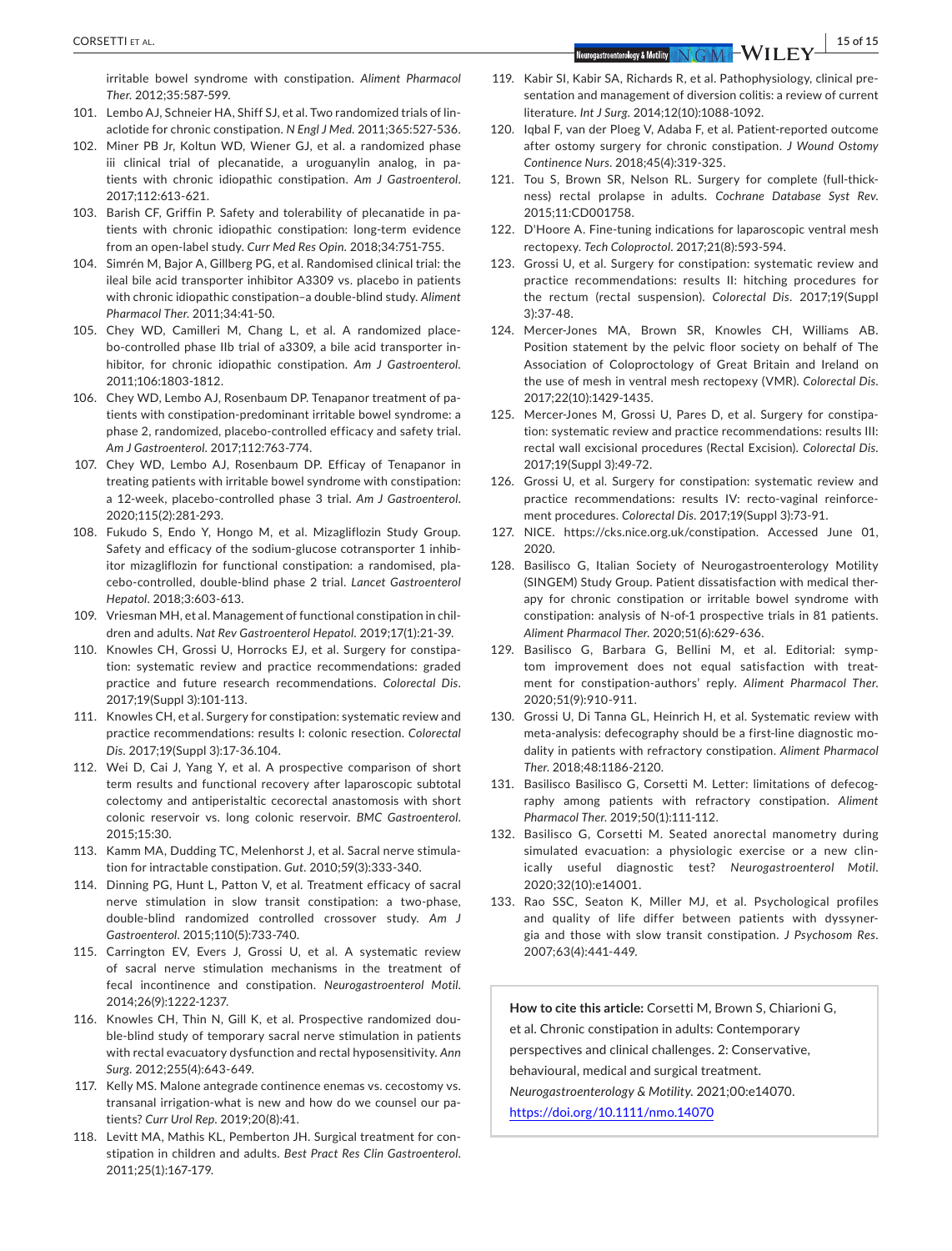irritable bowel syndrome with constipation. *Aliment Pharmacol Ther*. 2012;35:587-599.

101. Lembo AJ, Schneier HA, Shiff SJ, et al. Two randomized trials of linaclotide for chronic constipation. *N Engl J Med*. 2011;365:527-536.
102. Miner PB Jr, Koltun WD, Wiener GJ, et al. a randomized phase iii clinical trial of plecanatide, a uroguanylin analog, in patients with chronic idiopathic constipation. *Am J Gastroenterol*. 2017;112:613-621.
103. Barish CF, Griffin P. Safety and tolerability of plecanatide in patients with chronic idiopathic constipation: long-term evidence from an open-label study. *Curr Med Res Opin*. 2018;34:751-755.
104. Simrén M, Bajor A, Gillberg PG, et al. Randomised clinical trial: the ileal bile acid transporter inhibitor A3309 vs. placebo in patients with chronic idiopathic constipation–a double-blind study. *Aliment Pharmacol Ther*. 2011;34:41-50.
105. Chey WD, Camilleri M, Chang L, et al. A randomized placebo-controlled phase IIb trial of a3309, a bile acid transporter inhibitor, for chronic idiopathic constipation. *Am J Gastroenterol*. 2011;106:1803-1812.
106. Chey WD, Lembo AJ, Rosenbaum DP. Tenapanor treatment of patients with constipation-predominant irritable bowel syndrome: a phase 2, randomized, placebo-controlled efficacy and safety trial. *Am J Gastroenterol*. 2017;112:763-774.
107. Chey WD, Lembo AJ, Rosenbaum DP. Efficay of Tenapanor in treating patients with irritable bowel syndrome with constipation: a 12-week, placebo-controlled phase 3 trial. *Am J Gastroenterol*. 2020;115(2):281-293.
108. Fukudo S, Endo Y, Hongo M, et al. Mizagliflozin Study Group. Safety and efficacy of the sodium-glucose cotransporter 1 inhibitor mizagliflozin for functional constipation: a randomised, placebo-controlled, double-blind phase 2 trial. *Lancet Gastroenterol Hepatol*. 2018;3:603-613.
109. Vriesman MH, et al. Management of functional constipation in children and adults. *Nat Rev Gastroenterol Hepatol*. 2019;17(1):21-39.
110. Knowles CH, Grossi U, Horrocks EJ, et al. Surgery for constipation: systematic review and practice recommendations: graded practice and future research recommendations. *Colorectal Dis*. 2017;19(Suppl 3):101-113.
111. Knowles CH, et al. Surgery for constipation: systematic review and practice recommendations: results I: colonic resection. *Colorectal Dis*. 2017;19(Suppl 3):17-36.104.
112. Wei D, Cai J, Yang Y, et al. A prospective comparison of short term results and functional recovery after laparoscopic subtotal colectomy and antiperistaltic cecorectal anastomosis with short colonic reservoir vs. long colonic reservoir. *BMC Gastroenterol*. 2015;15:30.
113. Kamm MA, Dudding TC, Melenhorst J, et al. Sacral nerve stimulation for intractable constipation. *Gut*. 2010;59(3):333-340.
114. Dinning PG, Hunt L, Patton V, et al. Treatment efficacy of sacral nerve stimulation in slow transit constipation: a two-phase, double-blind randomized controlled crossover study. *Am J Gastroenterol*. 2015;110(5):733-740.
115. Carrington EV, Evers J, Grossi U, et al. A systematic review of sacral nerve stimulation mechanisms in the treatment of fecal incontinence and constipation. *Neurogastroenterol Motil*. 2014;26(9):1222-1237.
116. Knowles CH, Thin N, Gill K, et al. Prospective randomized double-blind study of temporary sacral nerve stimulation in patients with rectal evacuatory dysfunction and rectal hyposensitivity. *Ann Surg*. 2012;255(4):643-649.
117. Kelly MS. Malone antegrade continence enemas vs. cecostomy vs. transanal irrigation-what is new and how do we counsel our patients? *Curr Urol Rep*. 2019;20(8):41.
118. Levitt MA, Mathis KL, Pemberton JH. Surgical treatment for constipation in children and adults. *Best Pract Res Clin Gastroenterol*. 2011;25(1):167-179.
119. Kabir SI, Kabir SA, Richards R, et al. Pathophysiology, clinical presentation and management of diversion colitis: a review of current literature. *Int J Surg*. 2014;12(10):1088-1092.
120. Iqbal F, van der Ploeg V, Adaba F, et al. Patient-reported outcome after ostomy surgery for chronic constipation. *J Wound Ostomy Continence Nurs*. 2018;45(4):319-325.
121. Tou S, Brown SR, Nelson RL. Surgery for complete (full-thickness) rectal prolapse in adults. *Cochrane Database Syst Rev*. 2015;11:CD001758.
122. D'Hoore A. Fine-tuning indications for laparoscopic ventral mesh rectopexy. *Tech Coloproctol*. 2017;21(8):593-594.
123. Grossi U, et al. Surgery for constipation: systematic review and practice recommendations: results II: hitching procedures for the rectum (rectal suspension). *Colorectal Dis*. 2017;19(Suppl 3):37-48.
124. Mercer-Jones MA, Brown SR, Knowles CH, Williams AB. Position statement by the pelvic floor society on behalf of The Association of Coloproctology of Great Britain and Ireland on the use of mesh in ventral mesh rectopexy (VMR). *Colorectal Dis*. 2017;22(10):1429-1435.
125. Mercer-Jones M, Grossi U, Pares D, et al. Surgery for constipation: systematic review and practice recommendations: results III: rectal wall excisional procedures (Rectal Excision). *Colorectal Dis*. 2017;19(Suppl 3):49-72.
126. Grossi U, et al. Surgery for constipation: systematic review and practice recommendations: results IV: recto-vaginal reinforcement procedures. *Colorectal Dis*. 2017;19(Suppl 3):73-91.
127. NICE. https://cks.nice.org.uk/constipation. Accessed June 01, 2020.
128. Basilisco G, Italian Society of Neurogastroenterology Motility (SINGEM) Study Group. Patient dissatisfaction with medical therapy for chronic constipation or irritable bowel syndrome with constipation: analysis of N-of-1 prospective trials in 81 patients. *Aliment Pharmacol Ther*. 2020;51(6):629-636.
129. Basilisco G, Barbara G, Bellini M, et al. Editorial: symptom improvement does not equal satisfaction with treatment for constipation-authors' reply. *Aliment Pharmacol Ther*. 2020;51(9):910-911.
130. Grossi U, Di Tanna GL, Heinrich H, et al. Systematic review with meta-analysis: defecography should be a first-line diagnostic modality in patients with refractory constipation. *Aliment Pharmacol Ther*. 2018;48:1186-2120.
131. Basilisco Basilisco G, Corsetti M. Letter: limitations of defecography among patients with refractory constipation. *Aliment Pharmacol Ther*. 2019;50(1):111-112.
132. Basilisco G, Corsetti M. Seated anorectal manometry during simulated evacuation: a physiologic exercise or a new clinically useful diagnostic test? *Neurogastroenterol Motil*. 2020;32(10):e14001.
133. Rao SSC, Seaton K, Miller MJ, et al. Psychological profiles and quality of life between patients with dyssynergia and those with slow transit constipation. *J Psychosom Res*. 2007;63(4):441-449.

**How to cite this article:** Corsetti M, Brown S, Chiarioni G, et al. Chronic constipation in adults: Contemporary perspectives and clinical challenges. 2: Conservative, behavioural, medical and surgical treatment. *Neurogastroenterology & Motility*. 2021;00:e14070. https://doi.org/10.1111/nmo.14070